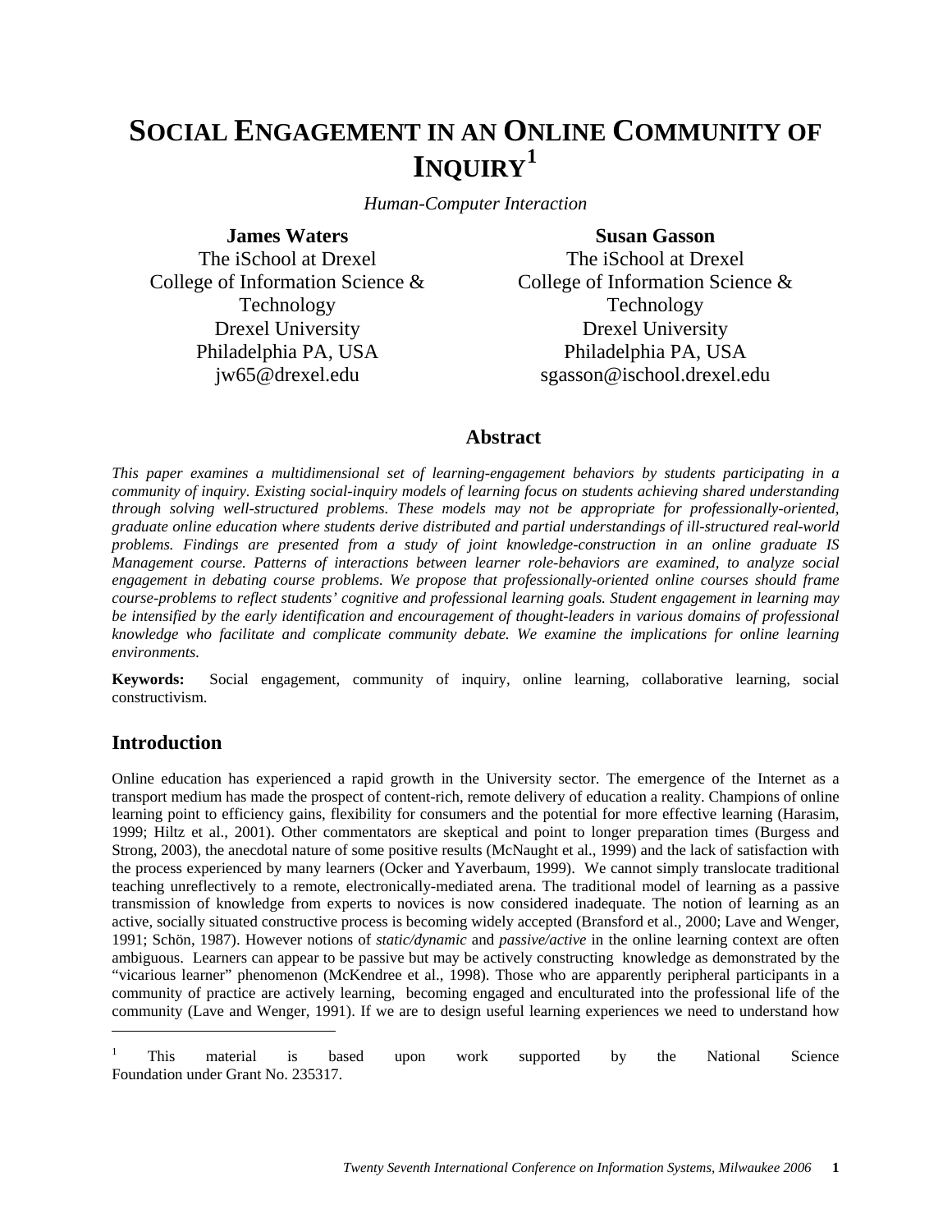# SOCIAL ENGAGEMENT IN AN ONLINE COMMUNITY OF INQUIRY[1]

*Human-Computer Interaction*

**James Waters**
The iSchool at Drexel
College of Information Science & Technology
Drexel University
Philadelphia PA, USA
jw65@drexel.edu

**Susan Gasson**
The iSchool at Drexel
College of Information Science & Technology
Drexel University
Philadelphia PA, USA
sgasson@ischool.drexel.edu

## Abstract

*This paper examines a multidimensional set of learning-engagement behaviors by students participating in a community of inquiry. Existing social-inquiry models of learning focus on students achieving shared understanding through solving well-structured problems. These models may not be appropriate for professionally-oriented, graduate online education where students derive distributed and partial understandings of ill-structured real-world problems. Findings are presented from a study of joint knowledge-construction in an online graduate IS Management course. Patterns of interactions between learner role-behaviors are examined, to analyze social engagement in debating course problems. We propose that professionally-oriented online courses should frame course-problems to reflect students' cognitive and professional learning goals. Student engagement in learning may be intensified by the early identification and encouragement of thought-leaders in various domains of professional knowledge who facilitate and complicate community debate. We examine the implications for online learning environments.*

**Keywords:** Social engagement, community of inquiry, online learning, collaborative learning, social constructivism.

## Introduction

Online education has experienced a rapid growth in the University sector. The emergence of the Internet as a transport medium has made the prospect of content-rich, remote delivery of education a reality. Champions of online learning point to efficiency gains, flexibility for consumers and the potential for more effective learning (Harasim, 1999; Hiltz et al., 2001). Other commentators are skeptical and point to longer preparation times (Burgess and Strong, 2003), the anecdotal nature of some positive results (McNaught et al., 1999) and the lack of satisfaction with the process experienced by many learners (Ocker and Yaverbaum, 1999). We cannot simply translocate traditional teaching unreflectively to a remote, electronically-mediated arena. The traditional model of learning as a passive transmission of knowledge from experts to novices is now considered inadequate. The notion of learning as an active, socially situated constructive process is becoming widely accepted (Bransford et al., 2000; Lave and Wenger, 1991; Schön, 1987). However notions of *static/dynamic* and *passive/active* in the online learning context are often ambiguous. Learners can appear to be passive but may be actively constructing knowledge as demonstrated by the "vicarious learner" phenomenon (McKendree et al., 1998). Those who are apparently peripheral participants in a community of practice are actively learning, becoming engaged and enculturated into the professional life of the community (Lave and Wenger, 1991). If we are to design useful learning experiences we need to understand how

---

[1] This material is based upon work supported by the National Science Foundation under Grant No. 235317.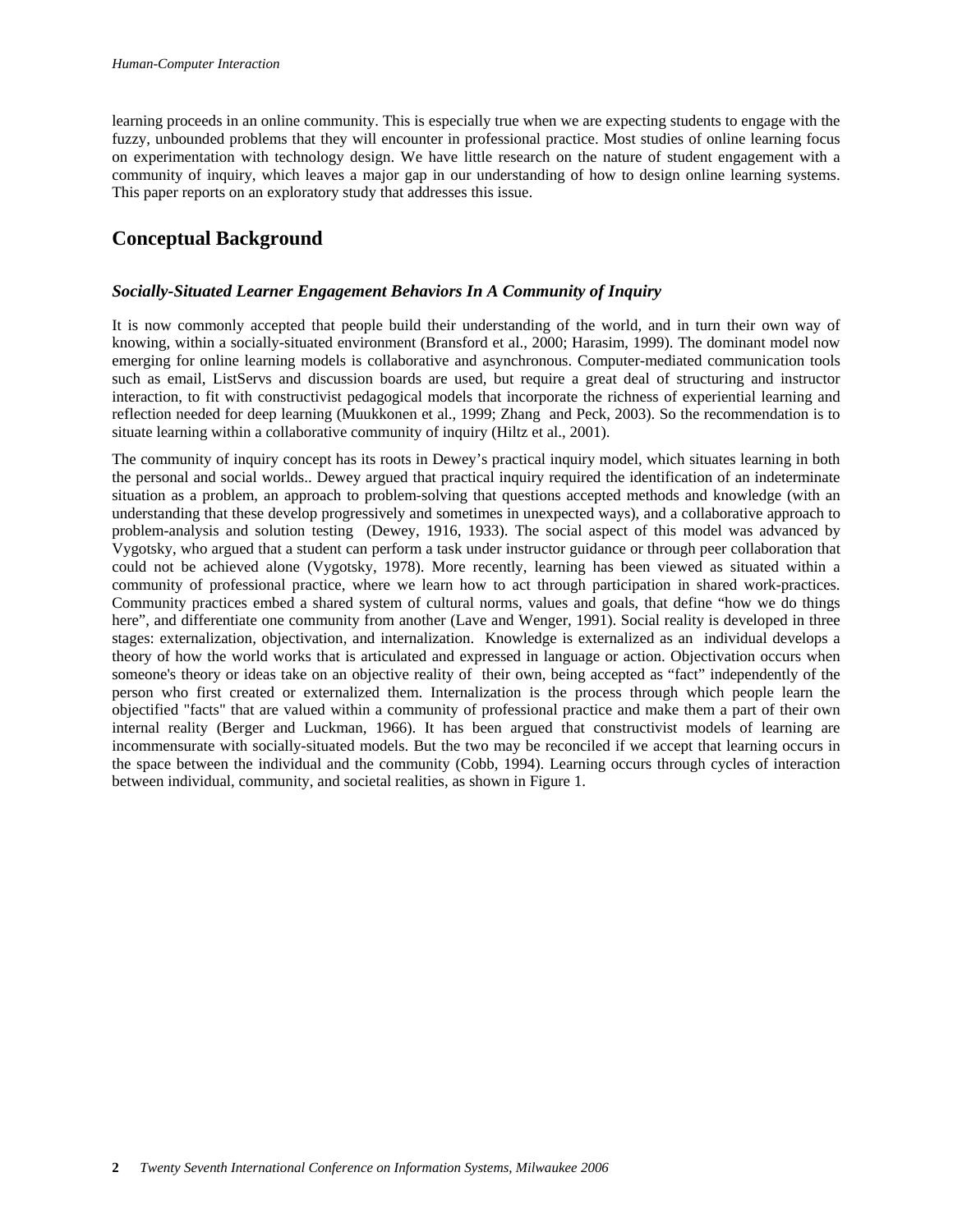learning proceeds in an online community. This is especially true when we are expecting students to engage with the fuzzy, unbounded problems that they will encounter in professional practice. Most studies of online learning focus on experimentation with technology design. We have little research on the nature of student engagement with a community of inquiry, which leaves a major gap in our understanding of how to design online learning systems. This paper reports on an exploratory study that addresses this issue.

## Conceptual Background

### *Socially-Situated Learner Engagement Behaviors In A Community of Inquiry*

It is now commonly accepted that people build their understanding of the world, and in turn their own way of knowing, within a socially-situated environment (Bransford et al., 2000; Harasim, 1999). The dominant model now emerging for online learning models is collaborative and asynchronous. Computer-mediated communication tools such as email, ListServs and discussion boards are used, but require a great deal of structuring and instructor interaction, to fit with constructivist pedagogical models that incorporate the richness of experiential learning and reflection needed for deep learning (Muukkonen et al., 1999; Zhang and Peck, 2003). So the recommendation is to situate learning within a collaborative community of inquiry (Hiltz et al., 2001).

The community of inquiry concept has its roots in Dewey's practical inquiry model, which situates learning in both the personal and social worlds.. Dewey argued that practical inquiry required the identification of an indeterminate situation as a problem, an approach to problem-solving that questions accepted methods and knowledge (with an understanding that these develop progressively and sometimes in unexpected ways), and a collaborative approach to problem-analysis and solution testing (Dewey, 1916, 1933). The social aspect of this model was advanced by Vygotsky, who argued that a student can perform a task under instructor guidance or through peer collaboration that could not be achieved alone (Vygotsky, 1978). More recently, learning has been viewed as situated within a community of professional practice, where we learn how to act through participation in shared work-practices. Community practices embed a shared system of cultural norms, values and goals, that define "how we do things here", and differentiate one community from another (Lave and Wenger, 1991). Social reality is developed in three stages: externalization, objectivation, and internalization. Knowledge is externalized as an individual develops a theory of how the world works that is articulated and expressed in language or action. Objectivation occurs when someone's theory or ideas take on an objective reality of their own, being accepted as "fact" independently of the person who first created or externalized them. Internalization is the process through which people learn the objectified "facts" that are valued within a community of professional practice and make them a part of their own internal reality (Berger and Luckman, 1966). It has been argued that constructivist models of learning are incommensurate with socially-situated models. But the two may be reconciled if we accept that learning occurs in the space between the individual and the community (Cobb, 1994). Learning occurs through cycles of interaction between individual, community, and societal realities, as shown in Figure 1.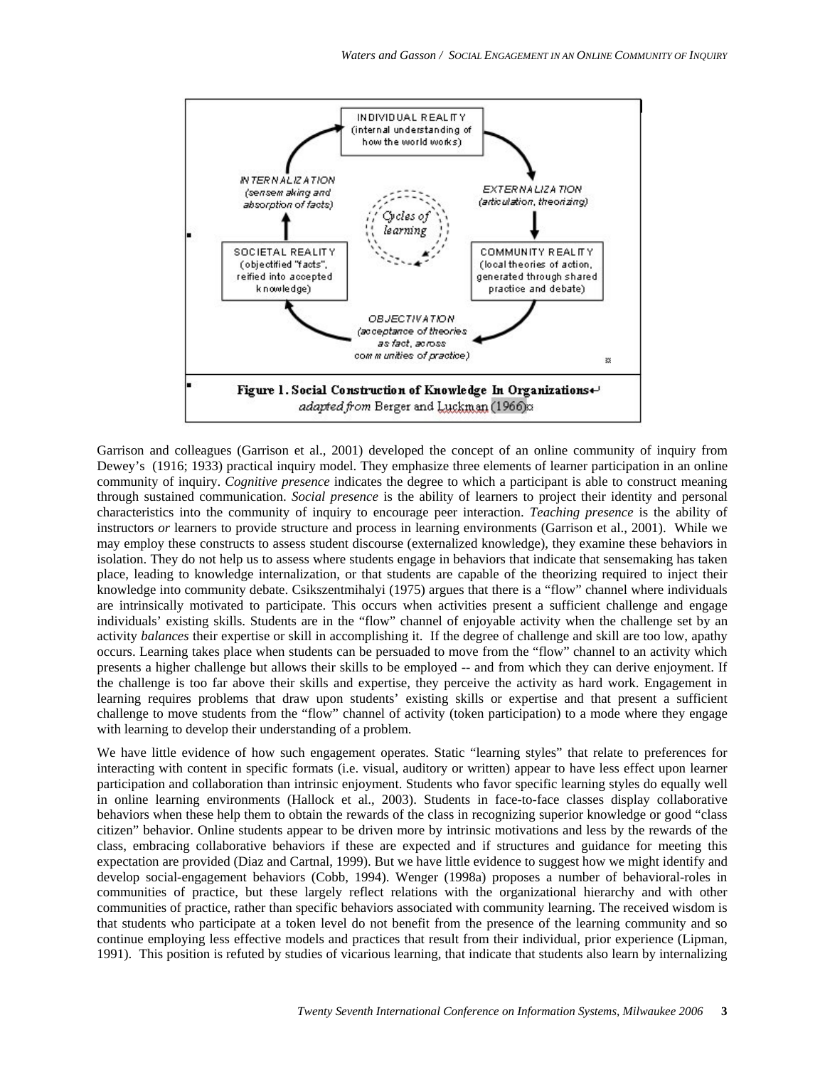INDIVIDUAL REALITY
(internal understanding of how the world works)

EXTERNALIZATION
(articulation, theorizing)

COMMUNITY REALITY
(local theories of action, generated through shared practice and debate)

OBJECTIVATION
(acceptance of theories as fact, across communities of practice)

SOCIETAL REALITY
(objectified "facts", reified into accepted knowledge)

INTERNALIZATION
(sensemaking and absorption of facts)

Cycles of learning

**Figure 1. Social Construction of Knowledge In Organizations**
*adapted from* Berger and Luckman (1966)

Garrison and colleagues (Garrison et al., 2001) developed the concept of an online community of inquiry from Dewey's (1916; 1933) practical inquiry model. They emphasize three elements of learner participation in an online community of inquiry. *Cognitive presence* indicates the degree to which a participant is able to construct meaning through sustained communication. *Social presence* is the ability of learners to project their identity and personal characteristics into the community of inquiry to encourage peer interaction. *Teaching presence* is the ability of instructors *or* learners to provide structure and process in learning environments (Garrison et al., 2001). While we may employ these constructs to assess student discourse (externalized knowledge), they examine these behaviors in isolation. They do not help us to assess where students engage in behaviors that indicate that sensemaking has taken place, leading to knowledge internalization, or that students are capable of the theorizing required to inject their knowledge into community debate. Csikszentmihalyi (1975) argues that there is a "flow" channel where individuals are intrinsically motivated to participate. This occurs when activities present a sufficient challenge and engage individuals' existing skills. Students are in the "flow" channel of enjoyable activity when the challenge set by an activity *balances* their expertise or skill in accomplishing it. If the degree of challenge and skill are too low, apathy occurs. Learning takes place when students can be persuaded to move from the "flow" channel to an activity which presents a higher challenge but allows their skills to be employed -- and from which they can derive enjoyment. If the challenge is too far above their skills and expertise, they perceive the activity as hard work. Engagement in learning requires problems that draw upon students' existing skills or expertise and that present a sufficient challenge to move students from the "flow" channel of activity (token participation) to a mode where they engage with learning to develop their understanding of a problem.

We have little evidence of how such engagement operates. Static "learning styles" that relate to preferences for interacting with content in specific formats (i.e. visual, auditory or written) appear to have less effect upon learner participation and collaboration than intrinsic enjoyment. Students who favor specific learning styles do equally well in online learning environments (Hallock et al., 2003). Students in face-to-face classes display collaborative behaviors when these help them to obtain the rewards of the class in recognizing superior knowledge or good "class citizen" behavior. Online students appear to be driven more by intrinsic motivations and less by the rewards of the class, embracing collaborative behaviors if these are expected and if structures and guidance for meeting this expectation are provided (Diaz and Cartnal, 1999). But we have little evidence to suggest how we might identify and develop social-engagement behaviors (Cobb, 1994). Wenger (1998a) proposes a number of behavioral-roles in communities of practice, but these largely reflect relations with the organizational hierarchy and with other communities of practice, rather than specific behaviors associated with community learning. The received wisdom is that students who participate at a token level do not benefit from the presence of the learning community and so continue employing less effective models and practices that result from their individual, prior experience (Lipman, 1991). This position is refuted by studies of vicarious learning, that indicate that students also learn by internalizing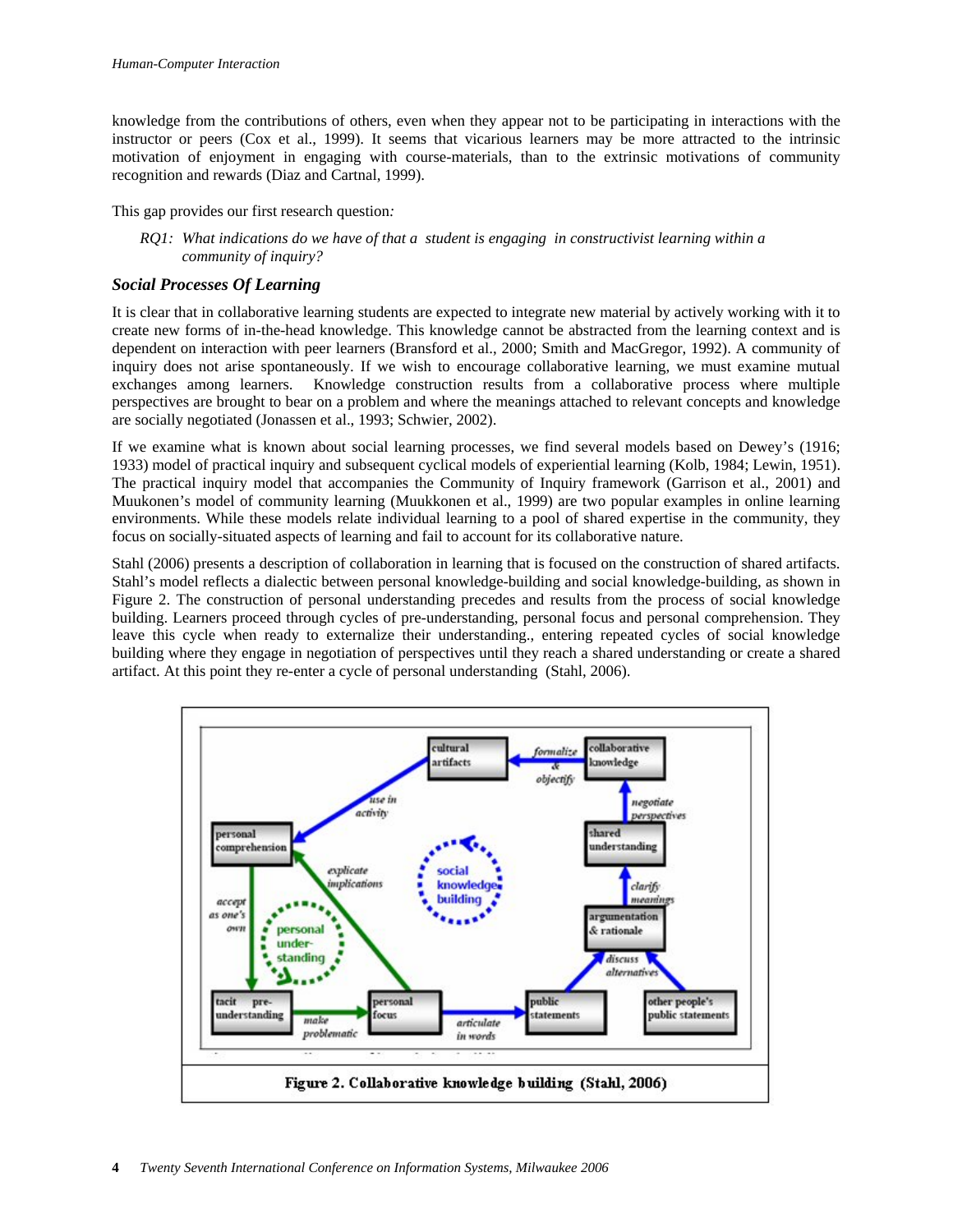knowledge from the contributions of others, even when they appear not to be participating in interactions with the instructor or peers (Cox et al., 1999). It seems that vicarious learners may be more attracted to the intrinsic motivation of enjoyment in engaging with course-materials, than to the extrinsic motivations of community recognition and rewards (Diaz and Cartnal, 1999).

This gap provides our first research question*:*

*RQ1: What indications do we have of that a student is engaging in constructivist learning within a community of inquiry?*

### *Social Processes Of Learning*

It is clear that in collaborative learning students are expected to integrate new material by actively working with it to create new forms of in-the-head knowledge. This knowledge cannot be abstracted from the learning context and is dependent on interaction with peer learners (Bransford et al., 2000; Smith and MacGregor, 1992). A community of inquiry does not arise spontaneously. If we wish to encourage collaborative learning, we must examine mutual exchanges among learners. Knowledge construction results from a collaborative process where multiple perspectives are brought to bear on a problem and where the meanings attached to relevant concepts and knowledge are socially negotiated (Jonassen et al., 1993; Schwier, 2002).

If we examine what is known about social learning processes, we find several models based on Dewey's (1916; 1933) model of practical inquiry and subsequent cyclical models of experiential learning (Kolb, 1984; Lewin, 1951). The practical inquiry model that accompanies the Community of Inquiry framework (Garrison et al., 2001) and Muukonen's model of community learning (Muukkonen et al., 1999) are two popular examples in online learning environments. While these models relate individual learning to a pool of shared expertise in the community, they focus on socially-situated aspects of learning and fail to account for its collaborative nature.

Stahl (2006) presents a description of collaboration in learning that is focused on the construction of shared artifacts. Stahl's model reflects a dialectic between personal knowledge-building and social knowledge-building, as shown in Figure 2. The construction of personal understanding precedes and results from the process of social knowledge building. Learners proceed through cycles of pre-understanding, personal focus and personal comprehension. They leave this cycle when ready to externalize their understanding., entering repeated cycles of social knowledge building where they engage in negotiation of perspectives until they reach a shared understanding or create a shared artifact. At this point they re-enter a cycle of personal understanding (Stahl, 2006).

**Figure 2. Collaborative knowledge building (Stahl, 2006)**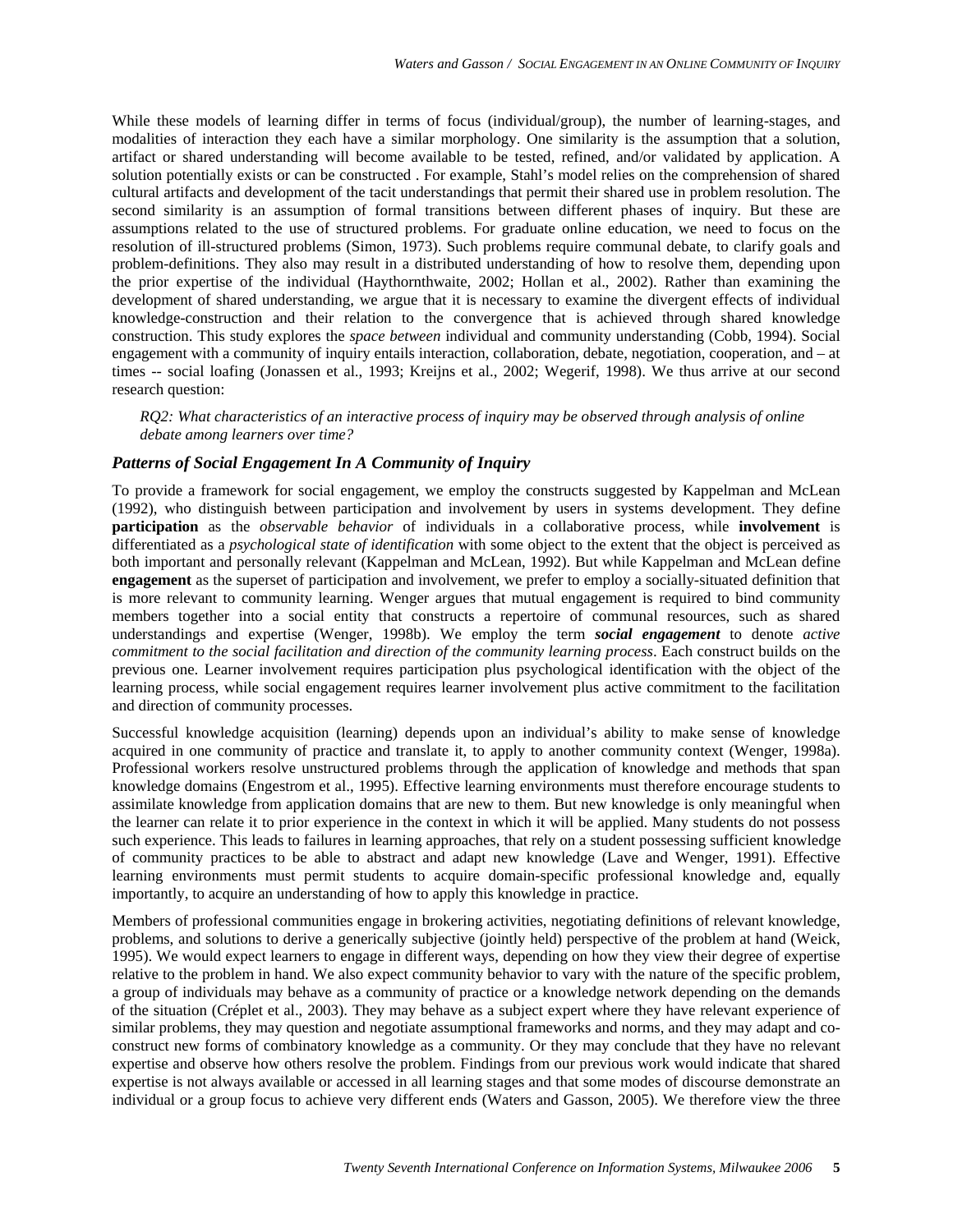While these models of learning differ in terms of focus (individual/group), the number of learning-stages, and modalities of interaction they each have a similar morphology. One similarity is the assumption that a solution, artifact or shared understanding will become available to be tested, refined, and/or validated by application. A solution potentially exists or can be constructed . For example, Stahl's model relies on the comprehension of shared cultural artifacts and development of the tacit understandings that permit their shared use in problem resolution. The second similarity is an assumption of formal transitions between different phases of inquiry. But these are assumptions related to the use of structured problems. For graduate online education, we need to focus on the resolution of ill-structured problems (Simon, 1973). Such problems require communal debate, to clarify goals and problem-definitions. They also may result in a distributed understanding of how to resolve them, depending upon the prior expertise of the individual (Haythornthwaite, 2002; Hollan et al., 2002). Rather than examining the development of shared understanding, we argue that it is necessary to examine the divergent effects of individual knowledge-construction and their relation to the convergence that is achieved through shared knowledge construction. This study explores the *space between* individual and community understanding (Cobb, 1994). Social engagement with a community of inquiry entails interaction, collaboration, debate, negotiation, cooperation, and – at times -- social loafing (Jonassen et al., 1993; Kreijns et al., 2002; Wegerif, 1998). We thus arrive at our second research question:

*RQ2: What characteristics of an interactive process of inquiry may be observed through analysis of online debate among learners over time?*

## Patterns of Social Engagement In A Community of Inquiry

To provide a framework for social engagement, we employ the constructs suggested by Kappelman and McLean (1992), who distinguish between participation and involvement by users in systems development. They define **participation** as the *observable behavior* of individuals in a collaborative process, while **involvement** is differentiated as a *psychological state of identification* with some object to the extent that the object is perceived as both important and personally relevant (Kappelman and McLean, 1992). But while Kappelman and McLean define **engagement** as the superset of participation and involvement, we prefer to employ a socially-situated definition that is more relevant to community learning. Wenger argues that mutual engagement is required to bind community members together into a social entity that constructs a repertoire of communal resources, such as shared understandings and expertise (Wenger, 1998b). We employ the term ***social engagement*** to denote *active commitment to the social facilitation and direction of the community learning process*. Each construct builds on the previous one. Learner involvement requires participation plus psychological identification with the object of the learning process, while social engagement requires learner involvement plus active commitment to the facilitation and direction of community processes.

Successful knowledge acquisition (learning) depends upon an individual's ability to make sense of knowledge acquired in one community of practice and translate it, to apply to another community context (Wenger, 1998a). Professional workers resolve unstructured problems through the application of knowledge and methods that span knowledge domains (Engestrom et al., 1995). Effective learning environments must therefore encourage students to assimilate knowledge from application domains that are new to them. But new knowledge is only meaningful when the learner can relate it to prior experience in the context in which it will be applied. Many students do not possess such experience. This leads to failures in learning approaches, that rely on a student possessing sufficient knowledge of community practices to be able to abstract and adapt new knowledge (Lave and Wenger, 1991). Effective learning environments must permit students to acquire domain-specific professional knowledge and, equally importantly, to acquire an understanding of how to apply this knowledge in practice.

Members of professional communities engage in brokering activities, negotiating definitions of relevant knowledge, problems, and solutions to derive a generically subjective (jointly held) perspective of the problem at hand (Weick, 1995). We would expect learners to engage in different ways, depending on how they view their degree of expertise relative to the problem in hand. We also expect community behavior to vary with the nature of the specific problem, a group of individuals may behave as a community of practice or a knowledge network depending on the demands of the situation (Créplet et al., 2003). They may behave as a subject expert where they have relevant experience of similar problems, they may question and negotiate assumptional frameworks and norms, and they may adapt and co-construct new forms of combinatory knowledge as a community. Or they may conclude that they have no relevant expertise and observe how others resolve the problem. Findings from our previous work would indicate that shared expertise is not always available or accessed in all learning stages and that some modes of discourse demonstrate an individual or a group focus to achieve very different ends (Waters and Gasson, 2005). We therefore view the three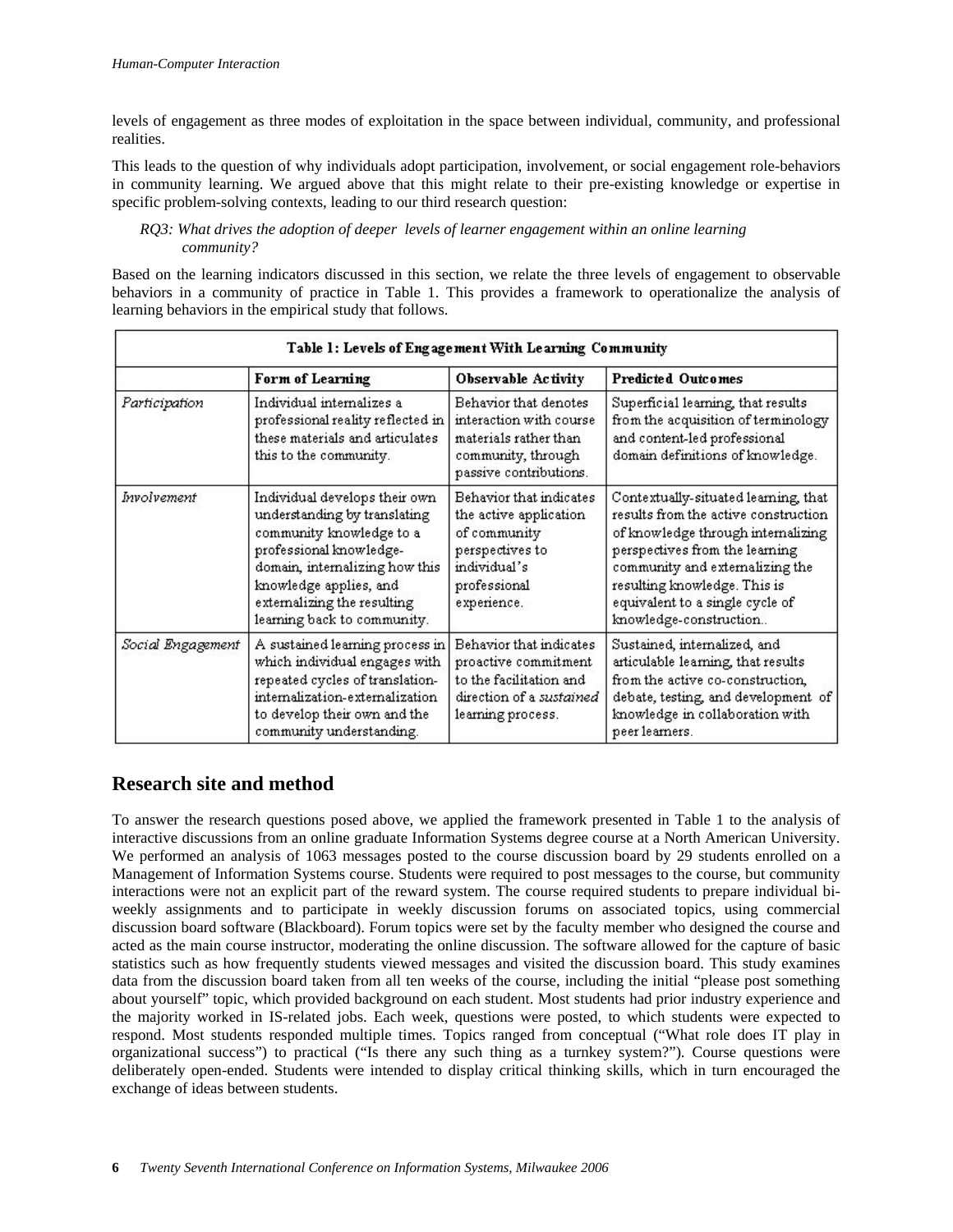levels of engagement as three modes of exploitation in the space between individual, community, and professional realities.

This leads to the question of why individuals adopt participation, involvement, or social engagement role-behaviors in community learning. We argued above that this might relate to their pre-existing knowledge or expertise in specific problem-solving contexts, leading to our third research question:

*RQ3: What drives the adoption of deeper levels of learner engagement within an online learning community?*

Based on the learning indicators discussed in this section, we relate the three levels of engagement to observable behaviors in a community of practice in Table 1. This provides a framework to operationalize the analysis of learning behaviors in the empirical study that follows.

**Table 1: Levels of Engagement With Learning Community**

| | Form of Learning | Observable Activity | Predicted Outcomes |
|---|---|---|---|
| *Participation* | Individual internalizes a professional reality reflected in these materials and articulates this to the community. | Behavior that denotes interaction with course materials rather than community, through passive contributions. | Superficial learning, that results from the acquisition of terminology and content-led professional domain definitions of knowledge. |
| *Involvement* | Individual develops their own understanding by translating community knowledge to a professional knowledge-domain, internalizing how this knowledge applies, and externalizing the resulting learning back to community. | Behavior that indicates the active application of community perspectives to individual's professional experience. | Contextually-situated learning, that results from the active construction of knowledge through internalizing perspectives from the learning community and externalizing the resulting knowledge. This is equivalent to a single cycle of knowledge-construction.. |
| *Social Engagement* | A sustained learning process in which individual engages with repeated cycles of translation-internalization-externalization to develop their own and the community understanding. | Behavior that indicates proactive commitment to the facilitation and direction of a *sustained* learning process. | Sustained, internalized, and articulable learning, that results from the active co-construction, debate, testing, and development of knowledge in collaboration with peer learners. |

## Research site and method

To answer the research questions posed above, we applied the framework presented in Table 1 to the analysis of interactive discussions from an online graduate Information Systems degree course at a North American University. We performed an analysis of 1063 messages posted to the course discussion board by 29 students enrolled on a Management of Information Systems course. Students were required to post messages to the course, but community interactions were not an explicit part of the reward system. The course required students to prepare individual bi-weekly assignments and to participate in weekly discussion forums on associated topics, using commercial discussion board software (Blackboard). Forum topics were set by the faculty member who designed the course and acted as the main course instructor, moderating the online discussion. The software allowed for the capture of basic statistics such as how frequently students viewed messages and visited the discussion board. This study examines data from the discussion board taken from all ten weeks of the course, including the initial "please post something about yourself" topic, which provided background on each student. Most students had prior industry experience and the majority worked in IS-related jobs. Each week, questions were posted, to which students were expected to respond. Most students responded multiple times. Topics ranged from conceptual ("What role does IT play in organizational success") to practical ("Is there any such thing as a turnkey system?"). Course questions were deliberately open-ended. Students were intended to display critical thinking skills, which in turn encouraged the exchange of ideas between students.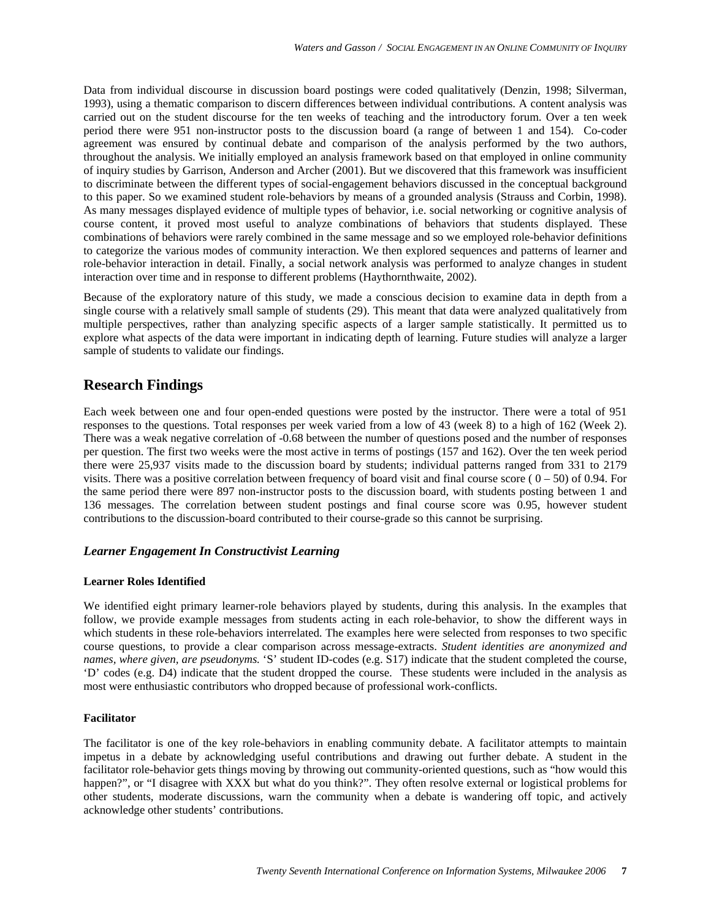Data from individual discourse in discussion board postings were coded qualitatively (Denzin, 1998; Silverman, 1993), using a thematic comparison to discern differences between individual contributions. A content analysis was carried out on the student discourse for the ten weeks of teaching and the introductory forum. Over a ten week period there were 951 non-instructor posts to the discussion board (a range of between 1 and 154). Co-coder agreement was ensured by continual debate and comparison of the analysis performed by the two authors, throughout the analysis. We initially employed an analysis framework based on that employed in online community of inquiry studies by Garrison, Anderson and Archer (2001). But we discovered that this framework was insufficient to discriminate between the different types of social-engagement behaviors discussed in the conceptual background to this paper. So we examined student role-behaviors by means of a grounded analysis (Strauss and Corbin, 1998). As many messages displayed evidence of multiple types of behavior, i.e. social networking or cognitive analysis of course content, it proved most useful to analyze combinations of behaviors that students displayed. These combinations of behaviors were rarely combined in the same message and so we employed role-behavior definitions to categorize the various modes of community interaction. We then explored sequences and patterns of learner and role-behavior interaction in detail. Finally, a social network analysis was performed to analyze changes in student interaction over time and in response to different problems (Haythornthwaite, 2002).

Because of the exploratory nature of this study, we made a conscious decision to examine data in depth from a single course with a relatively small sample of students (29). This meant that data were analyzed qualitatively from multiple perspectives, rather than analyzing specific aspects of a larger sample statistically. It permitted us to explore what aspects of the data were important in indicating depth of learning. Future studies will analyze a larger sample of students to validate our findings.

## Research Findings

Each week between one and four open-ended questions were posted by the instructor. There were a total of 951 responses to the questions. Total responses per week varied from a low of 43 (week 8) to a high of 162 (Week 2). There was a weak negative correlation of -0.68 between the number of questions posed and the number of responses per question. The first two weeks were the most active in terms of postings (157 and 162). Over the ten week period there were 25,937 visits made to the discussion board by students; individual patterns ranged from 331 to 2179 visits. There was a positive correlation between frequency of board visit and final course score ( 0 – 50) of 0.94. For the same period there were 897 non-instructor posts to the discussion board, with students posting between 1 and 136 messages. The correlation between student postings and final course score was 0.95, however student contributions to the discussion-board contributed to their course-grade so this cannot be surprising.

### *Learner Engagement In Constructivist Learning*

#### Learner Roles Identified

We identified eight primary learner-role behaviors played by students, during this analysis. In the examples that follow, we provide example messages from students acting in each role-behavior, to show the different ways in which students in these role-behaviors interrelated. The examples here were selected from responses to two specific course questions, to provide a clear comparison across message-extracts. *Student identities are anonymized and names, where given, are pseudonyms.* 'S' student ID-codes (e.g. S17) indicate that the student completed the course, 'D' codes (e.g. D4) indicate that the student dropped the course. These students were included in the analysis as most were enthusiastic contributors who dropped because of professional work-conflicts.

#### Facilitator

The facilitator is one of the key role-behaviors in enabling community debate. A facilitator attempts to maintain impetus in a debate by acknowledging useful contributions and drawing out further debate. A student in the facilitator role-behavior gets things moving by throwing out community-oriented questions, such as "how would this happen?", or "I disagree with XXX but what do you think?". They often resolve external or logistical problems for other students, moderate discussions, warn the community when a debate is wandering off topic, and actively acknowledge other students' contributions.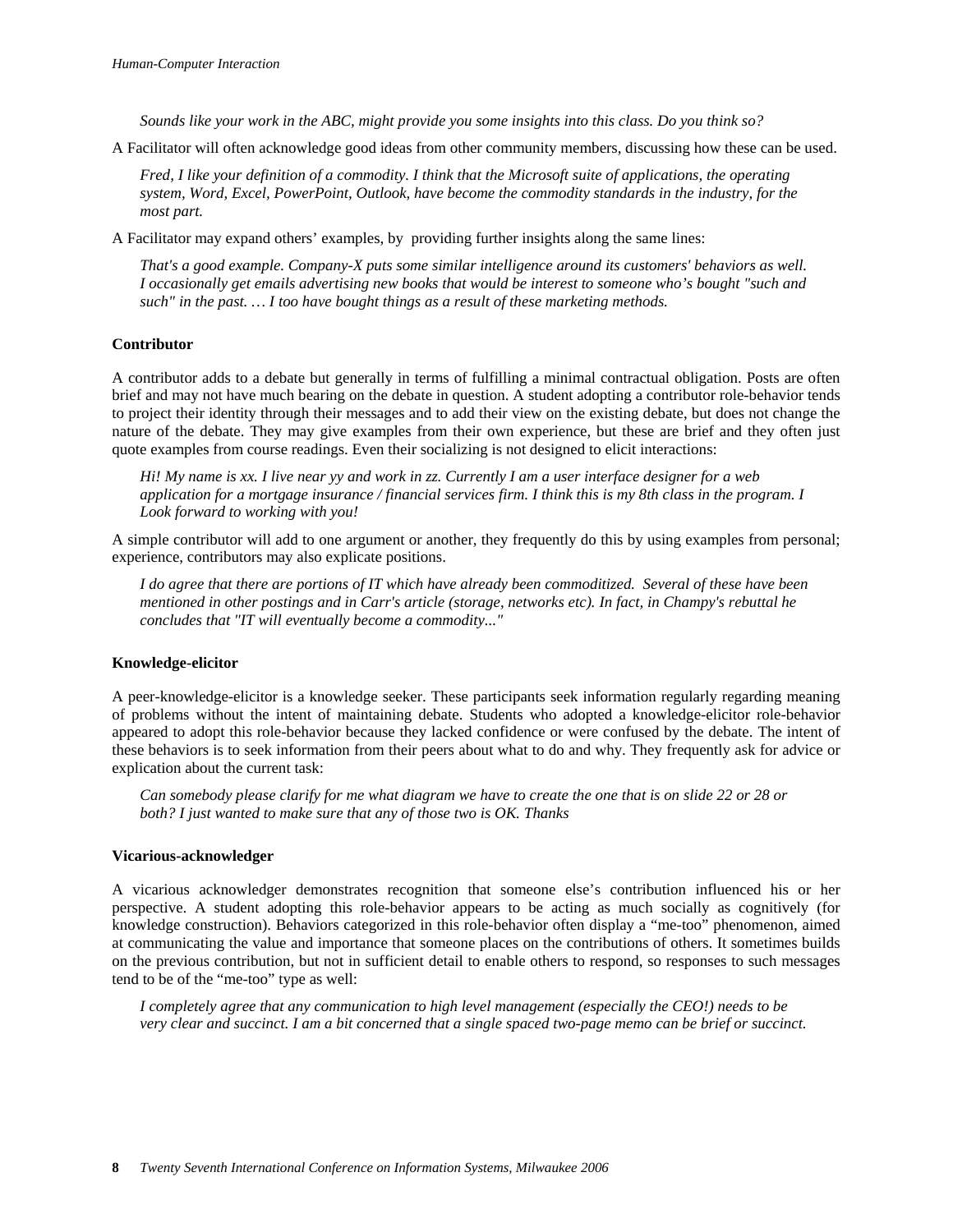*Sounds like your work in the ABC, might provide you some insights into this class. Do you think so?*

A Facilitator will often acknowledge good ideas from other community members, discussing how these can be used.

*Fred, I like your definition of a commodity. I think that the Microsoft suite of applications, the operating system, Word, Excel, PowerPoint, Outlook, have become the commodity standards in the industry, for the most part.*

A Facilitator may expand others' examples, by providing further insights along the same lines:

*That's a good example. Company-X puts some similar intelligence around its customers' behaviors as well. I occasionally get emails advertising new books that would be interest to someone who's bought "such and such" in the past. … I too have bought things as a result of these marketing methods.*

**Contributor**

A contributor adds to a debate but generally in terms of fulfilling a minimal contractual obligation. Posts are often brief and may not have much bearing on the debate in question. A student adopting a contributor role-behavior tends to project their identity through their messages and to add their view on the existing debate, but does not change the nature of the debate. They may give examples from their own experience, but these are brief and they often just quote examples from course readings. Even their socializing is not designed to elicit interactions:

*Hi! My name is xx. I live near yy and work in zz. Currently I am a user interface designer for a web application for a mortgage insurance / financial services firm. I think this is my 8th class in the program. I Look forward to working with you!*

A simple contributor will add to one argument or another, they frequently do this by using examples from personal; experience, contributors may also explicate positions.

*I do agree that there are portions of IT which have already been commoditized. Several of these have been mentioned in other postings and in Carr's article (storage, networks etc). In fact, in Champy's rebuttal he concludes that "IT will eventually become a commodity..."*

**Knowledge-elicitor**

A peer-knowledge-elicitor is a knowledge seeker. These participants seek information regularly regarding meaning of problems without the intent of maintaining debate. Students who adopted a knowledge-elicitor role-behavior appeared to adopt this role-behavior because they lacked confidence or were confused by the debate. The intent of these behaviors is to seek information from their peers about what to do and why. They frequently ask for advice or explication about the current task:

*Can somebody please clarify for me what diagram we have to create the one that is on slide 22 or 28 or both? I just wanted to make sure that any of those two is OK. Thanks*

**Vicarious-acknowledger**

A vicarious acknowledger demonstrates recognition that someone else's contribution influenced his or her perspective. A student adopting this role-behavior appears to be acting as much socially as cognitively (for knowledge construction). Behaviors categorized in this role-behavior often display a "me-too" phenomenon, aimed at communicating the value and importance that someone places on the contributions of others. It sometimes builds on the previous contribution, but not in sufficient detail to enable others to respond, so responses to such messages tend to be of the "me-too" type as well:

*I completely agree that any communication to high level management (especially the CEO!) needs to be very clear and succinct. I am a bit concerned that a single spaced two-page memo can be brief or succinct.*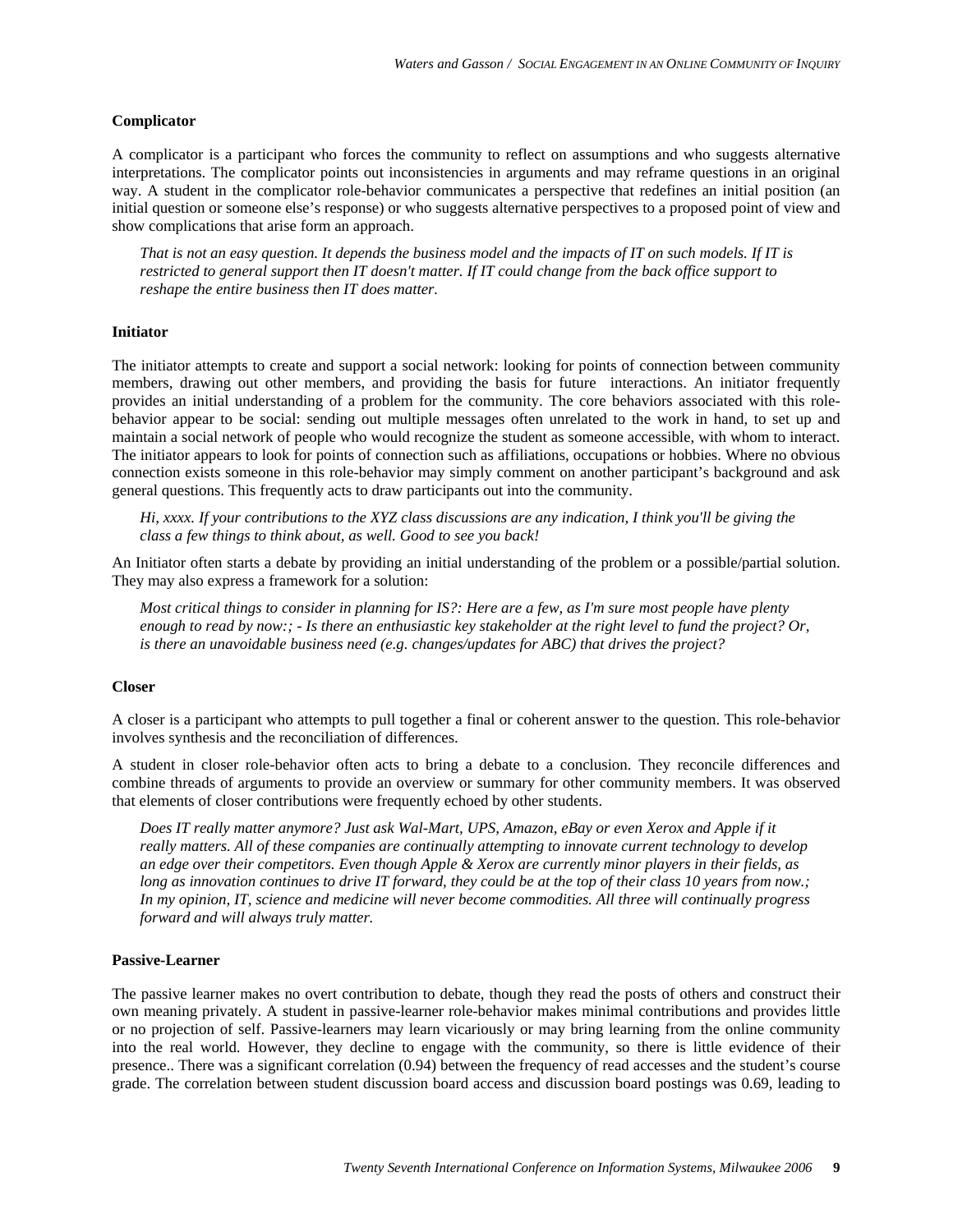**Complicator**

A complicator is a participant who forces the community to reflect on assumptions and who suggests alternative interpretations. The complicator points out inconsistencies in arguments and may reframe questions in an original way. A student in the complicator role-behavior communicates a perspective that redefines an initial position (an initial question or someone else's response) or who suggests alternative perspectives to a proposed point of view and show complications that arise form an approach.

> *That is not an easy question. It depends the business model and the impacts of IT on such models. If IT is restricted to general support then IT doesn't matter. If IT could change from the back office support to reshape the entire business then IT does matter.*

**Initiator**

The initiator attempts to create and support a social network: looking for points of connection between community members, drawing out other members, and providing the basis for future interactions. An initiator frequently provides an initial understanding of a problem for the community. The core behaviors associated with this role-behavior appear to be social: sending out multiple messages often unrelated to the work in hand, to set up and maintain a social network of people who would recognize the student as someone accessible, with whom to interact. The initiator appears to look for points of connection such as affiliations, occupations or hobbies. Where no obvious connection exists someone in this role-behavior may simply comment on another participant's background and ask general questions. This frequently acts to draw participants out into the community.

> *Hi, xxxx. If your contributions to the XYZ class discussions are any indication, I think you'll be giving the class a few things to think about, as well. Good to see you back!*

An Initiator often starts a debate by providing an initial understanding of the problem or a possible/partial solution. They may also express a framework for a solution:

> *Most critical things to consider in planning for IS?: Here are a few, as I'm sure most people have plenty enough to read by now:; - Is there an enthusiastic key stakeholder at the right level to fund the project? Or, is there an unavoidable business need (e.g. changes/updates for ABC) that drives the project?*

**Closer**

A closer is a participant who attempts to pull together a final or coherent answer to the question. This role-behavior involves synthesis and the reconciliation of differences.

A student in closer role-behavior often acts to bring a debate to a conclusion. They reconcile differences and combine threads of arguments to provide an overview or summary for other community members. It was observed that elements of closer contributions were frequently echoed by other students.

> *Does IT really matter anymore? Just ask Wal-Mart, UPS, Amazon, eBay or even Xerox and Apple if it really matters. All of these companies are continually attempting to innovate current technology to develop an edge over their competitors. Even though Apple & Xerox are currently minor players in their fields, as long as innovation continues to drive IT forward, they could be at the top of their class 10 years from now.; In my opinion, IT, science and medicine will never become commodities. All three will continually progress forward and will always truly matter.*

**Passive-Learner**

The passive learner makes no overt contribution to debate, though they read the posts of others and construct their own meaning privately. A student in passive-learner role-behavior makes minimal contributions and provides little or no projection of self. Passive-learners may learn vicariously or may bring learning from the online community into the real world. However, they decline to engage with the community, so there is little evidence of their presence.. There was a significant correlation (0.94) between the frequency of read accesses and the student's course grade. The correlation between student discussion board access and discussion board postings was 0.69, leading to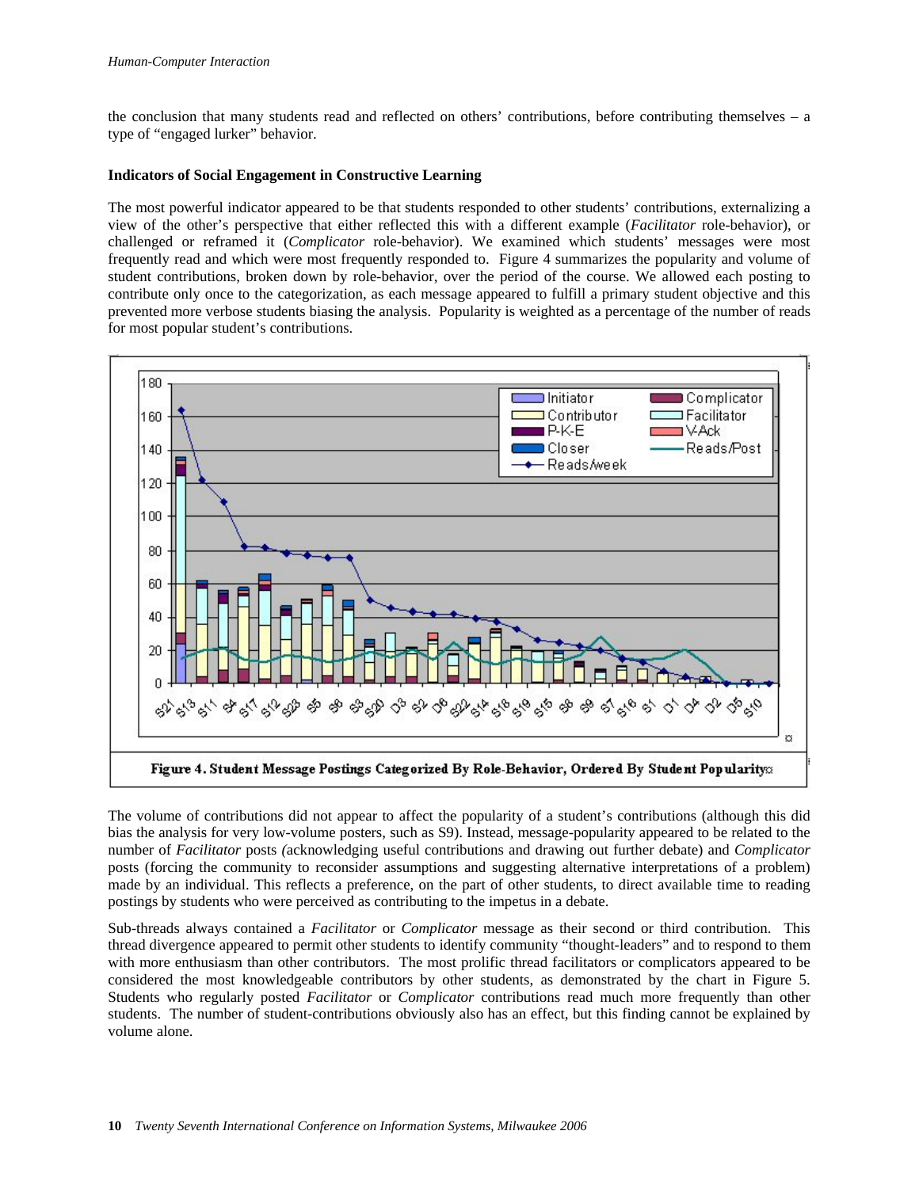the conclusion that many students read and reflected on others' contributions, before contributing themselves – a type of "engaged lurker" behavior.

### Indicators of Social Engagement in Constructive Learning

The most powerful indicator appeared to be that students responded to other students' contributions, externalizing a view of the other's perspective that either reflected this with a different example (*Facilitator* role-behavior), or challenged or reframed it (*Complicator* role-behavior). We examined which students' messages were most frequently read and which were most frequently responded to. Figure 4 summarizes the popularity and volume of student contributions, broken down by role-behavior, over the period of the course. We allowed each posting to contribute only once to the categorization, as each message appeared to fulfill a primary student objective and this prevented more verbose students biasing the analysis. Popularity is weighted as a percentage of the number of reads for most popular student's contributions.

**Figure 4. Student Message Postings Categorized By Role-Behavior, Ordered By Student Popularity**

The volume of contributions did not appear to affect the popularity of a student's contributions (although this did bias the analysis for very low-volume posters, such as S9). Instead, message-popularity appeared to be related to the number of *Facilitator* posts *(*acknowledging useful contributions and drawing out further debate) and *Complicator* posts (forcing the community to reconsider assumptions and suggesting alternative interpretations of a problem) made by an individual. This reflects a preference, on the part of other students, to direct available time to reading postings by students who were perceived as contributing to the impetus in a debate.

Sub-threads always contained a *Facilitator* or *Complicator* message as their second or third contribution. This thread divergence appeared to permit other students to identify community "thought-leaders" and to respond to them with more enthusiasm than other contributors. The most prolific thread facilitators or complicators appeared to be considered the most knowledgeable contributors by other students, as demonstrated by the chart in Figure 5. Students who regularly posted *Facilitator* or *Complicator* contributions read much more frequently than other students. The number of student-contributions obviously also has an effect, but this finding cannot be explained by volume alone.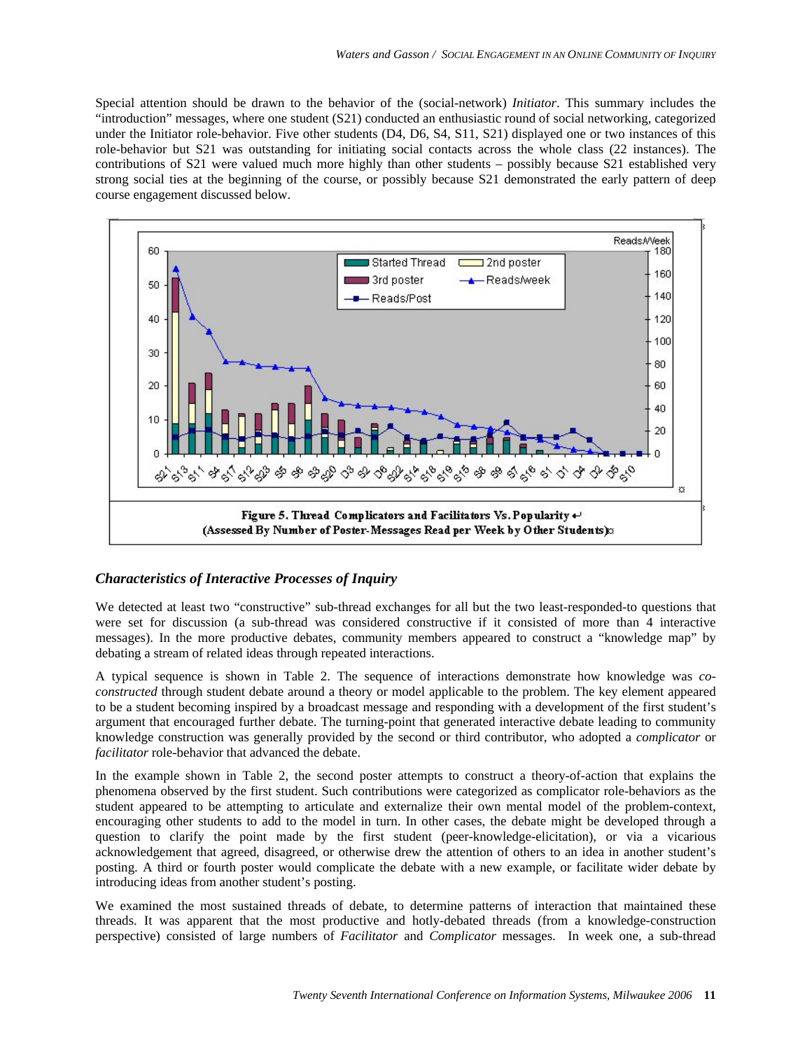Special attention should be drawn to the behavior of the (social-network) *Initiator*. This summary includes the "introduction" messages, where one student (S21) conducted an enthusiastic round of social networking, categorized under the Initiator role-behavior. Five other students (D4, D6, S4, S11, S21) displayed one or two instances of this role-behavior but S21 was outstanding for initiating social contacts across the whole class (22 instances). The contributions of S21 were valued much more highly than other students – possibly because S21 established very strong social ties at the beginning of the course, or possibly because S21 demonstrated the early pattern of deep course engagement discussed below.

**Figure 5. Thread Complicators and Facilitators Vs. Popularity**
**(Assessed By Number of Poster-Messages Read per Week by Other Students)**

## *Characteristics of Interactive Processes of Inquiry*

We detected at least two "constructive" sub-thread exchanges for all but the two least-responded-to questions that were set for discussion (a sub-thread was considered constructive if it consisted of more than 4 interactive messages). In the more productive debates, community members appeared to construct a "knowledge map" by debating a stream of related ideas through repeated interactions.

A typical sequence is shown in Table 2. The sequence of interactions demonstrate how knowledge was *co-constructed* through student debate around a theory or model applicable to the problem. The key element appeared to be a student becoming inspired by a broadcast message and responding with a development of the first student's argument that encouraged further debate. The turning-point that generated interactive debate leading to community knowledge construction was generally provided by the second or third contributor, who adopted a *complicator* or *facilitator* role-behavior that advanced the debate.

In the example shown in Table 2, the second poster attempts to construct a theory-of-action that explains the phenomena observed by the first student. Such contributions were categorized as complicator role-behaviors as the student appeared to be attempting to articulate and externalize their own mental model of the problem-context, encouraging other students to add to the model in turn. In other cases, the debate might be developed through a question to clarify the point made by the first student (peer-knowledge-elicitation), or via a vicarious acknowledgement that agreed, disagreed, or otherwise drew the attention of others to an idea in another student's posting. A third or fourth poster would complicate the debate with a new example, or facilitate wider debate by introducing ideas from another student's posting.

We examined the most sustained threads of debate, to determine patterns of interaction that maintained these threads. It was apparent that the most productive and hotly-debated threads (from a knowledge-construction perspective) consisted of large numbers of *Facilitator* and *Complicator* messages. In week one, a sub-thread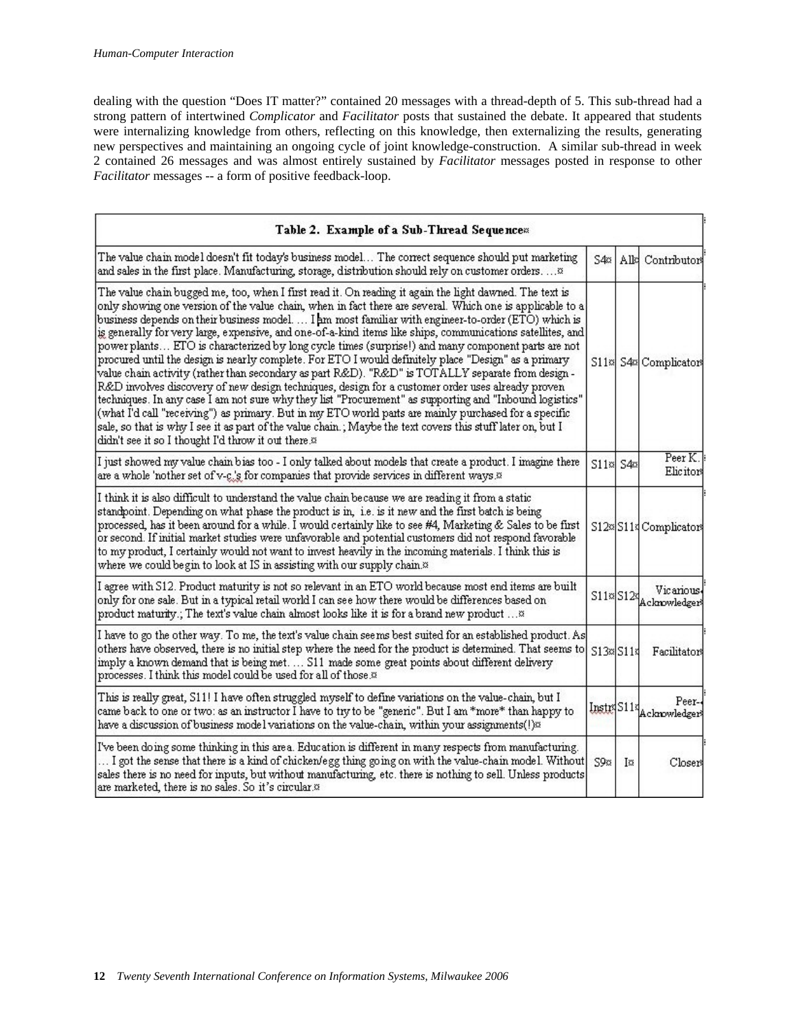dealing with the question "Does IT matter?" contained 20 messages with a thread-depth of 5. This sub-thread had a strong pattern of intertwined *Complicator* and *Facilitator* posts that sustained the debate. It appeared that students were internalizing knowledge from others, reflecting on this knowledge, then externalizing the results, generating new perspectives and maintaining an ongoing cycle of joint knowledge-construction. A similar sub-thread in week 2 contained 26 messages and was almost entirely sustained by *Facilitator* messages posted in response to other *Facilitator* messages -- a form of positive feedback-loop.

**Table 2. Example of a Sub-Thread Sequence**

| | | | |
|---|---|---|---|
| The value chain model doesn't fit today's business model… The correct sequence should put marketing and sales in the first place. Manufacturing, storage, distribution should rely on customer orders. … | S4 | All | Contributor |
| The value chain bugged me, too, when I first read it. On reading it again the light dawned. The text is only showing one version of the value chain, when in fact there are several. Which one is applicable to a business depends on their business model. … I am most familiar with engineer-to-order (ETO) which is is generally for very large, expensive, and one-of-a-kind items like ships, communications satellites, and power plants… ETO is characterized by long cycle times (surprise!) and many component parts are not procured until the design is nearly complete. For ETO I would definitely place "Design" as a primary value chain activity (rather than secondary as part R&D). "R&D" is TOTALLY separate from design - R&D involves discovery of new design techniques, design for a customer order uses already proven techniques. In any case I am not sure why they list "Procurement" as supporting and "Inbound logistics" (what I'd call "receiving") as primary. But in my ETO world parts are mainly purchased for a specific sale, so that is why I see it as part of the value chain.; Maybe the text covers this stuff later on, but I didn't see it so I thought I'd throw it out there. | S11 | S4 | Complicator |
| I just showed my value chain bias too - I only talked about models that create a product. I imagine there are a whole 'nother set of v-c.'s for companies that provide services in different ways. | S11 | S4 | Peer K. Elicitor |
| I think it is also difficult to understand the value chain because we are reading it from a static standpoint. Depending on what phase the product is in, i.e. is it new and the first batch is being processed, has it been around for a while. I would certainly like to see #4, Marketing & Sales to be first or second. If initial market studies were unfavorable and potential customers did not respond favorable to my product, I certainly would not want to invest heavily in the incoming materials. I think this is where we could begin to look at IS in assisting with our supply chain. | S12 | S11 | Complicator |
| I agree with S12. Product maturity is not so relevant in an ETO world because most end items are built only for one sale. But in a typical retail world I can see how there would be differences based on product maturity.; The text's value chain almost looks like it is for a brand new product … | S11 | S12 | Vicarious-Acknowledger |
| I have to go the other way. To me, the text's value chain seems best suited for an established product. As others have observed, there is no initial step where the need for the product is determined. That seems to imply a known demand that is being met. … S11 made some great points about different delivery processes. I think this model could be used for all of those. | S13 | S11 | Facilitator |
| This is really great, S11! I have often struggled myself to define variations on the value-chain, but I came back to one or two: as an instructor I have to try to be "generic". But I am *more* than happy to have a discussion of business model variations on the value-chain, within your assignments(!) | Instr | S11 | Peer-Acknowledger |
| I've been doing some thinking in this area. Education is different in many respects from manufacturing. … I got the sense that there is a kind of chicken/egg thing going on with the value-chain model. Without sales there is no need for inputs, but without manufacturing, etc. there is nothing to sell. Unless products are marketed, there is no sales. So it's circular. | S9 | I | Closer |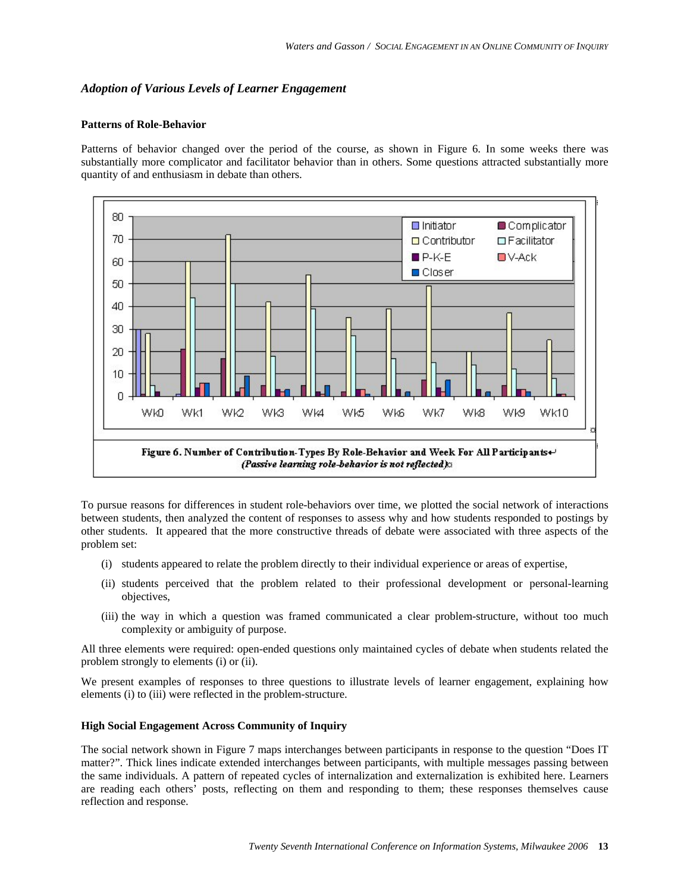### *Adoption of Various Levels of Learner Engagement*

#### Patterns of Role-Behavior

Patterns of behavior changed over the period of the course, as shown in Figure 6. In some weeks there was substantially more complicator and facilitator behavior than in others. Some questions attracted substantially more quantity of and enthusiasm in debate than others.

**Figure 6. Number of Contribution-Types By Role-Behavior and Week For All Participants**
***(Passive learning role-behavior is not reflected)***

To pursue reasons for differences in student role-behaviors over time, we plotted the social network of interactions between students, then analyzed the content of responses to assess why and how students responded to postings by other students. It appeared that the more constructive threads of debate were associated with three aspects of the problem set:

(i) students appeared to relate the problem directly to their individual experience or areas of expertise,

(ii) students perceived that the problem related to their professional development or personal-learning objectives,

(iii) the way in which a question was framed communicated a clear problem-structure, without too much complexity or ambiguity of purpose.

All three elements were required: open-ended questions only maintained cycles of debate when students related the problem strongly to elements (i) or (ii).

We present examples of responses to three questions to illustrate levels of learner engagement, explaining how elements (i) to (iii) were reflected in the problem-structure.

#### High Social Engagement Across Community of Inquiry

The social network shown in Figure 7 maps interchanges between participants in response to the question "Does IT matter?". Thick lines indicate extended interchanges between participants, with multiple messages passing between the same individuals. A pattern of repeated cycles of internalization and externalization is exhibited here. Learners are reading each others' posts, reflecting on them and responding to them; these responses themselves cause reflection and response.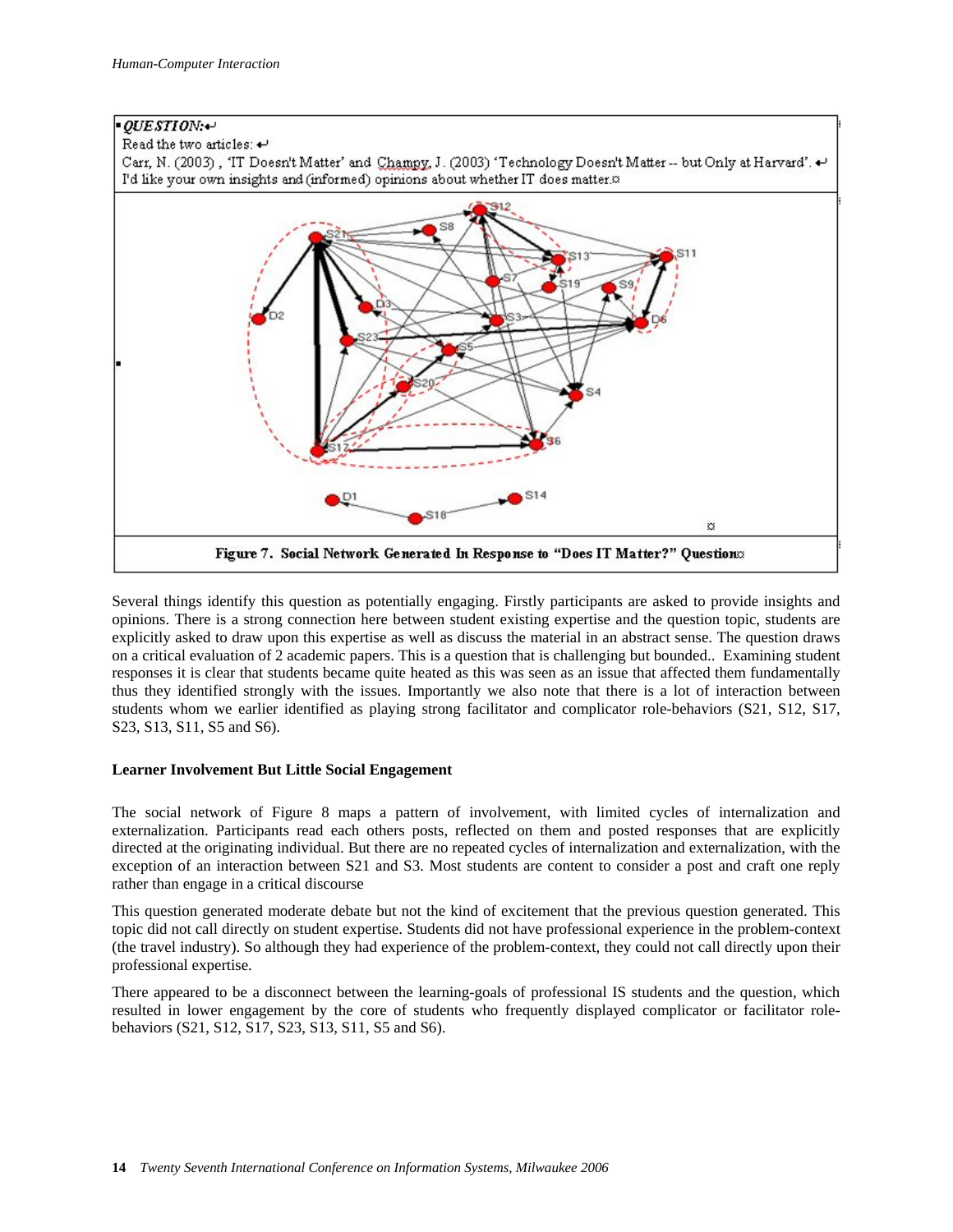▪ *QUESTION:*

Read the two articles:

Carr, N. (2003), 'IT Doesn't Matter' and Champy, J. (2003) 'Technology Doesn't Matter -- but Only at Harvard'.

I'd like your own insights and (informed) opinions about whether IT does matter.

**Figure 7. Social Network Generated In Response to "Does IT Matter?" Question**

Several things identify this question as potentially engaging. Firstly participants are asked to provide insights and opinions. There is a strong connection here between student existing expertise and the question topic, students are explicitly asked to draw upon this expertise as well as discuss the material in an abstract sense. The question draws on a critical evaluation of 2 academic papers. This is a question that is challenging but bounded.. Examining student responses it is clear that students became quite heated as this was seen as an issue that affected them fundamentally thus they identified strongly with the issues. Importantly we also note that there is a lot of interaction between students whom we earlier identified as playing strong facilitator and complicator role-behaviors (S21, S12, S17, S23, S13, S11, S5 and S6).

### Learner Involvement But Little Social Engagement

The social network of Figure 8 maps a pattern of involvement, with limited cycles of internalization and externalization. Participants read each others posts, reflected on them and posted responses that are explicitly directed at the originating individual. But there are no repeated cycles of internalization and externalization, with the exception of an interaction between S21 and S3. Most students are content to consider a post and craft one reply rather than engage in a critical discourse

This question generated moderate debate but not the kind of excitement that the previous question generated. This topic did not call directly on student expertise. Students did not have professional experience in the problem-context (the travel industry). So although they had experience of the problem-context, they could not call directly upon their professional expertise.

There appeared to be a disconnect between the learning-goals of professional IS students and the question, which resulted in lower engagement by the core of students who frequently displayed complicator or facilitator role-behaviors (S21, S12, S17, S23, S13, S11, S5 and S6).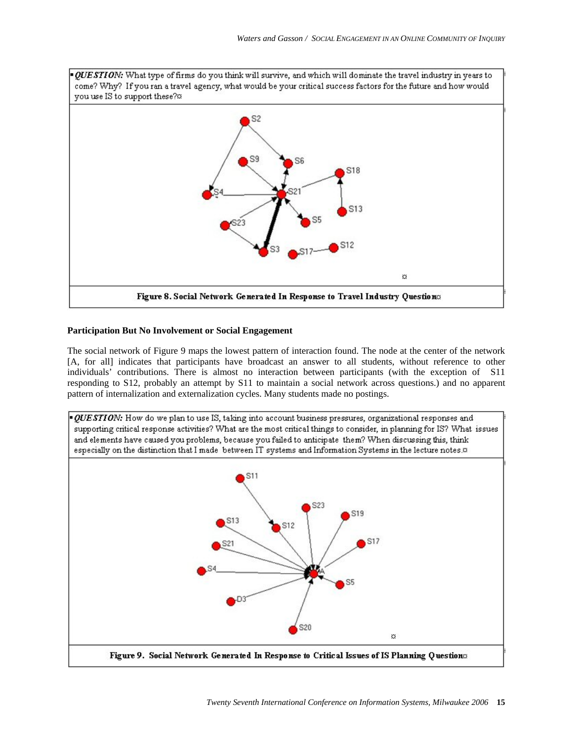▪ ***QUESTION:*** What type of firms do you think will survive, and which will dominate the travel industry in years to come? Why? If you ran a travel agency, what would be your critical success factors for the future and how would you use IS to support these?

**Figure 8. Social Network Generated In Response to Travel Industry Question**

### Participation But No Involvement or Social Engagement

The social network of Figure 9 maps the lowest pattern of interaction found. The node at the center of the network [A, for all] indicates that participants have broadcast an answer to all students, without reference to other individuals' contributions. There is almost no interaction between participants (with the exception of S11 responding to S12, probably an attempt by S11 to maintain a social network across questions.) and no apparent pattern of internalization and externalization cycles. Many students made no postings.

▪ ***QUESTION:*** How do we plan to use IS, taking into account business pressures, organizational responses and supporting critical response activities? What are the most critical things to consider, in planning for IS? What issues and elements have caused you problems, because you failed to anticipate them? When discussing this, think especially on the distinction that I made between IT systems and Information Systems in the lecture notes.

**Figure 9. Social Network Generated In Response to Critical Issues of IS Planning Question**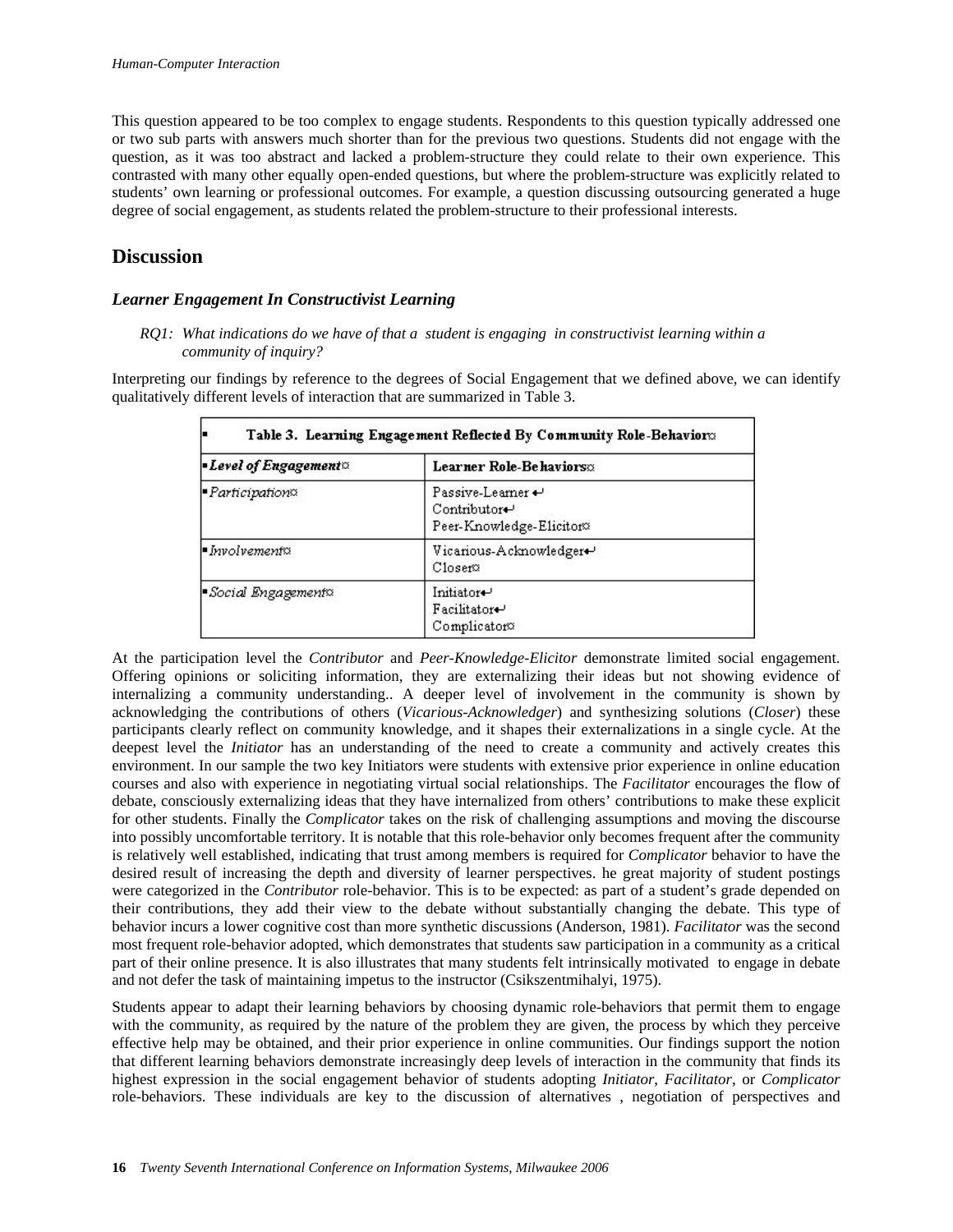This question appeared to be too complex to engage students. Respondents to this question typically addressed one or two sub parts with answers much shorter than for the previous two questions. Students did not engage with the question, as it was too abstract and lacked a problem-structure they could relate to their own experience. This contrasted with many other equally open-ended questions, but where the problem-structure was explicitly related to students' own learning or professional outcomes. For example, a question discussing outsourcing generated a huge degree of social engagement, as students related the problem-structure to their professional interests.

## Discussion

### *Learner Engagement In Constructivist Learning*

*RQ1: What indications do we have of that a student is engaging in constructivist learning within a community of inquiry?*

Interpreting our findings by reference to the degrees of Social Engagement that we defined above, we can identify qualitatively different levels of interaction that are summarized in Table 3.

**Table 3. Learning Engagement Reflected By Community Role-Behavior**

| *Level of Engagement* | **Learner Role-Behaviors** |
|---|---|
| *Participation* | Passive-Learner<br>Contributor<br>Peer-Knowledge-Elicitor |
| *Involvement* | Vicarious-Acknowledger<br>Closer |
| *Social Engagement* | Initiator<br>Facilitator<br>Complicator |

At the participation level the *Contributor* and *Peer-Knowledge-Elicitor* demonstrate limited social engagement. Offering opinions or soliciting information, they are externalizing their ideas but not showing evidence of internalizing a community understanding.. A deeper level of involvement in the community is shown by acknowledging the contributions of others (*Vicarious-Acknowledger*) and synthesizing solutions (*Closer*) these participants clearly reflect on community knowledge, and it shapes their externalizations in a single cycle. At the deepest level the *Initiator* has an understanding of the need to create a community and actively creates this environment. In our sample the two key Initiators were students with extensive prior experience in online education courses and also with experience in negotiating virtual social relationships. The *Facilitator* encourages the flow of debate, consciously externalizing ideas that they have internalized from others' contributions to make these explicit for other students. Finally the *Complicator* takes on the risk of challenging assumptions and moving the discourse into possibly uncomfortable territory. It is notable that this role-behavior only becomes frequent after the community is relatively well established, indicating that trust among members is required for *Complicator* behavior to have the desired result of increasing the depth and diversity of learner perspectives. he great majority of student postings were categorized in the *Contributor* role-behavior. This is to be expected: as part of a student's grade depended on their contributions, they add their view to the debate without substantially changing the debate. This type of behavior incurs a lower cognitive cost than more synthetic discussions (Anderson, 1981). *Facilitator* was the second most frequent role-behavior adopted, which demonstrates that students saw participation in a community as a critical part of their online presence. It is also illustrates that many students felt intrinsically motivated to engage in debate and not defer the task of maintaining impetus to the instructor (Csikszentmihalyi, 1975).

Students appear to adapt their learning behaviors by choosing dynamic role-behaviors that permit them to engage with the community, as required by the nature of the problem they are given, the process by which they perceive effective help may be obtained, and their prior experience in online communities. Our findings support the notion that different learning behaviors demonstrate increasingly deep levels of interaction in the community that finds its highest expression in the social engagement behavior of students adopting *Initiator*, *Facilitator*, or *Complicator* role-behaviors. These individuals are key to the discussion of alternatives , negotiation of perspectives and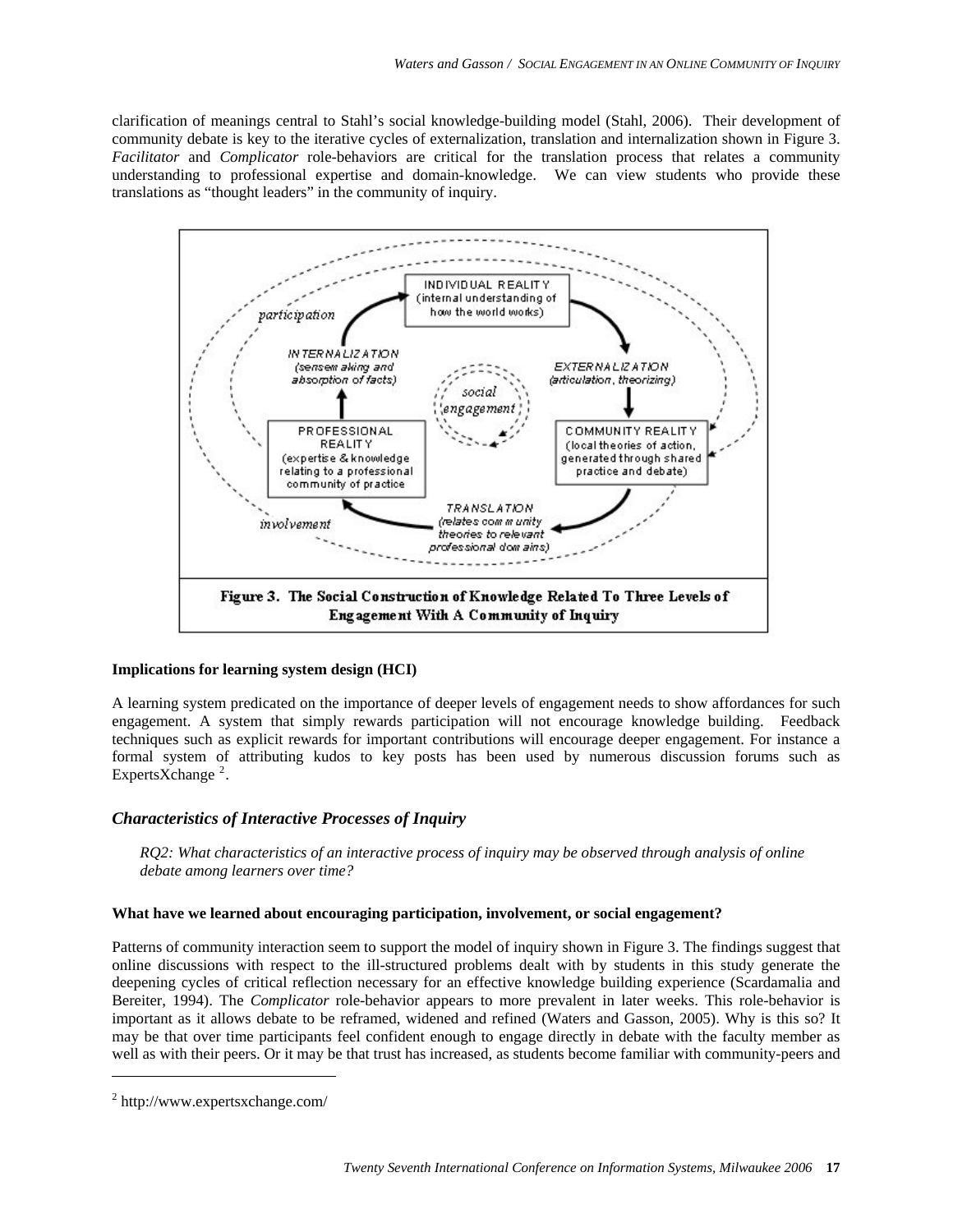clarification of meanings central to Stahl's social knowledge-building model (Stahl, 2006). Their development of community debate is key to the iterative cycles of externalization, translation and internalization shown in Figure 3. *Facilitator* and *Complicator* role-behaviors are critical for the translation process that relates a community understanding to professional expertise and domain-knowledge. We can view students who provide these translations as "thought leaders" in the community of inquiry.

**Figure 3. The Social Construction of Knowledge Related To Three Levels of Engagement With A Community of Inquiry**

**Implications for learning system design (HCI)**

A learning system predicated on the importance of deeper levels of engagement needs to show affordances for such engagement. A system that simply rewards participation will not encourage knowledge building. Feedback techniques such as explicit rewards for important contributions will encourage deeper engagement. For instance a formal system of attributing kudos to key posts has been used by numerous discussion forums such as ExpertsXchange [2].

## *Characteristics of Interactive Processes of Inquiry*

*RQ2: What characteristics of an interactive process of inquiry may be observed through analysis of online debate among learners over time?*

**What have we learned about encouraging participation, involvement, or social engagement?**

Patterns of community interaction seem to support the model of inquiry shown in Figure 3. The findings suggest that online discussions with respect to the ill-structured problems dealt with by students in this study generate the deepening cycles of critical reflection necessary for an effective knowledge building experience (Scardamalia and Bereiter, 1994). The *Complicator* role-behavior appears to more prevalent in later weeks. This role-behavior is important as it allows debate to be reframed, widened and refined (Waters and Gasson, 2005). Why is this so? It may be that over time participants feel confident enough to engage directly in debate with the faculty member as well as with their peers. Or it may be that trust has increased, as students become familiar with community-peers and

---

[2] http://www.expertsxchange.com/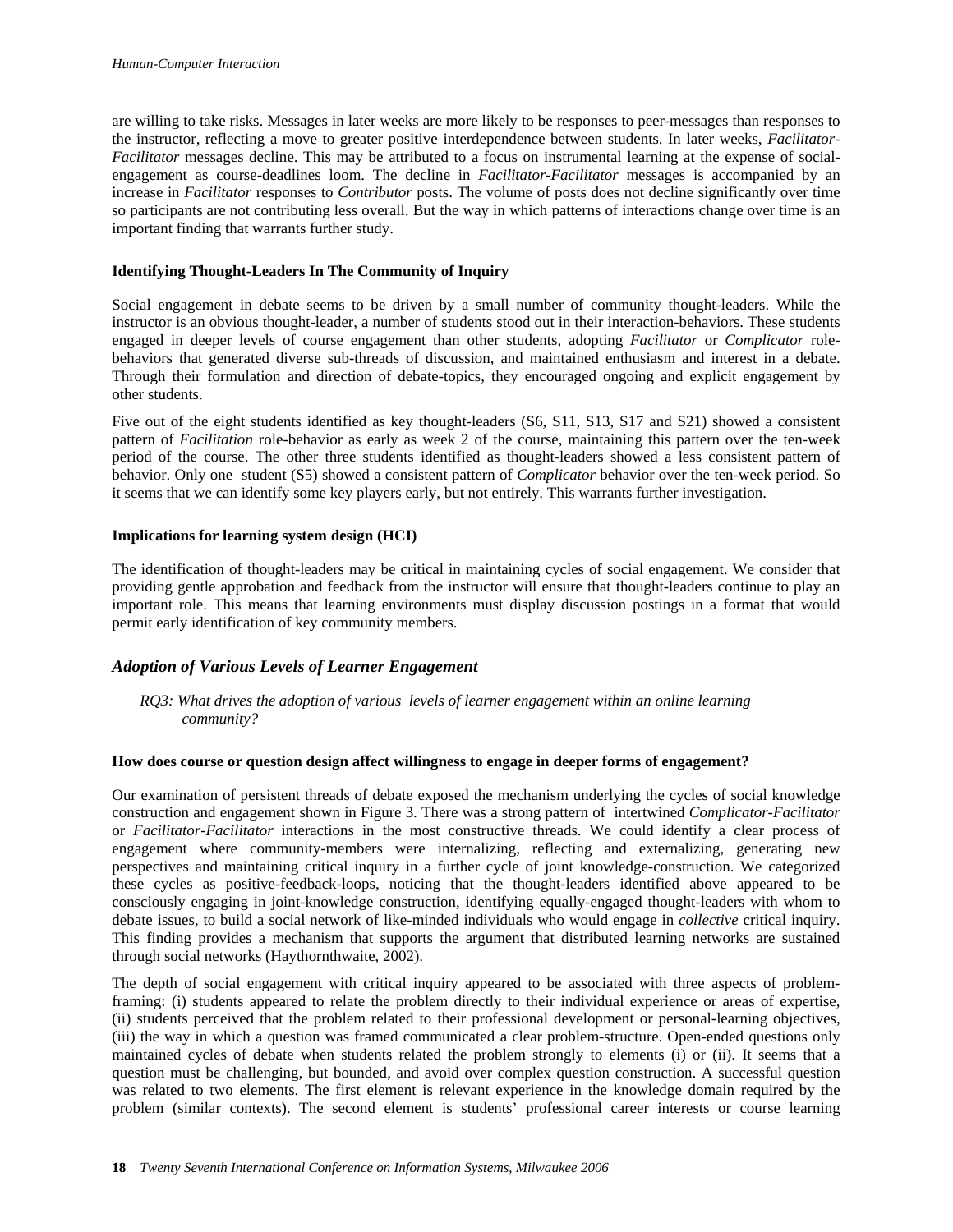are willing to take risks. Messages in later weeks are more likely to be responses to peer-messages than responses to the instructor, reflecting a move to greater positive interdependence between students. In later weeks, *Facilitator-Facilitator* messages decline. This may be attributed to a focus on instrumental learning at the expense of social-engagement as course-deadlines loom. The decline in *Facilitator-Facilitator* messages is accompanied by an increase in *Facilitator* responses to *Contributor* posts. The volume of posts does not decline significantly over time so participants are not contributing less overall. But the way in which patterns of interactions change over time is an important finding that warrants further study.

**Identifying Thought-Leaders In The Community of Inquiry**

Social engagement in debate seems to be driven by a small number of community thought-leaders. While the instructor is an obvious thought-leader, a number of students stood out in their interaction-behaviors. These students engaged in deeper levels of course engagement than other students, adopting *Facilitator* or *Complicator* role-behaviors that generated diverse sub-threads of discussion, and maintained enthusiasm and interest in a debate. Through their formulation and direction of debate-topics, they encouraged ongoing and explicit engagement by other students.

Five out of the eight students identified as key thought-leaders (S6, S11, S13, S17 and S21) showed a consistent pattern of *Facilitation* role-behavior as early as week 2 of the course, maintaining this pattern over the ten-week period of the course. The other three students identified as thought-leaders showed a less consistent pattern of behavior. Only one student (S5) showed a consistent pattern of *Complicator* behavior over the ten-week period. So it seems that we can identify some key players early, but not entirely. This warrants further investigation.

**Implications for learning system design (HCI)**

The identification of thought-leaders may be critical in maintaining cycles of social engagement. We consider that providing gentle approbation and feedback from the instructor will ensure that thought-leaders continue to play an important role. This means that learning environments must display discussion postings in a format that would permit early identification of key community members.

## *Adoption of Various Levels of Learner Engagement*

*RQ3: What drives the adoption of various levels of learner engagement within an online learning community?*

**How does course or question design affect willingness to engage in deeper forms of engagement?**

Our examination of persistent threads of debate exposed the mechanism underlying the cycles of social knowledge construction and engagement shown in Figure 3. There was a strong pattern of intertwined *Complicator-Facilitator* or *Facilitator-Facilitator* interactions in the most constructive threads. We could identify a clear process of engagement where community-members were internalizing, reflecting and externalizing, generating new perspectives and maintaining critical inquiry in a further cycle of joint knowledge-construction. We categorized these cycles as positive-feedback-loops, noticing that the thought-leaders identified above appeared to be consciously engaging in joint-knowledge construction, identifying equally-engaged thought-leaders with whom to debate issues, to build a social network of like-minded individuals who would engage in *collective* critical inquiry. This finding provides a mechanism that supports the argument that distributed learning networks are sustained through social networks (Haythornthwaite, 2002).

The depth of social engagement with critical inquiry appeared to be associated with three aspects of problem-framing: (i) students appeared to relate the problem directly to their individual experience or areas of expertise, (ii) students perceived that the problem related to their professional development or personal-learning objectives, (iii) the way in which a question was framed communicated a clear problem-structure. Open-ended questions only maintained cycles of debate when students related the problem strongly to elements (i) or (ii). It seems that a question must be challenging, but bounded, and avoid over complex question construction. A successful question was related to two elements. The first element is relevant experience in the knowledge domain required by the problem (similar contexts). The second element is students' professional career interests or course learning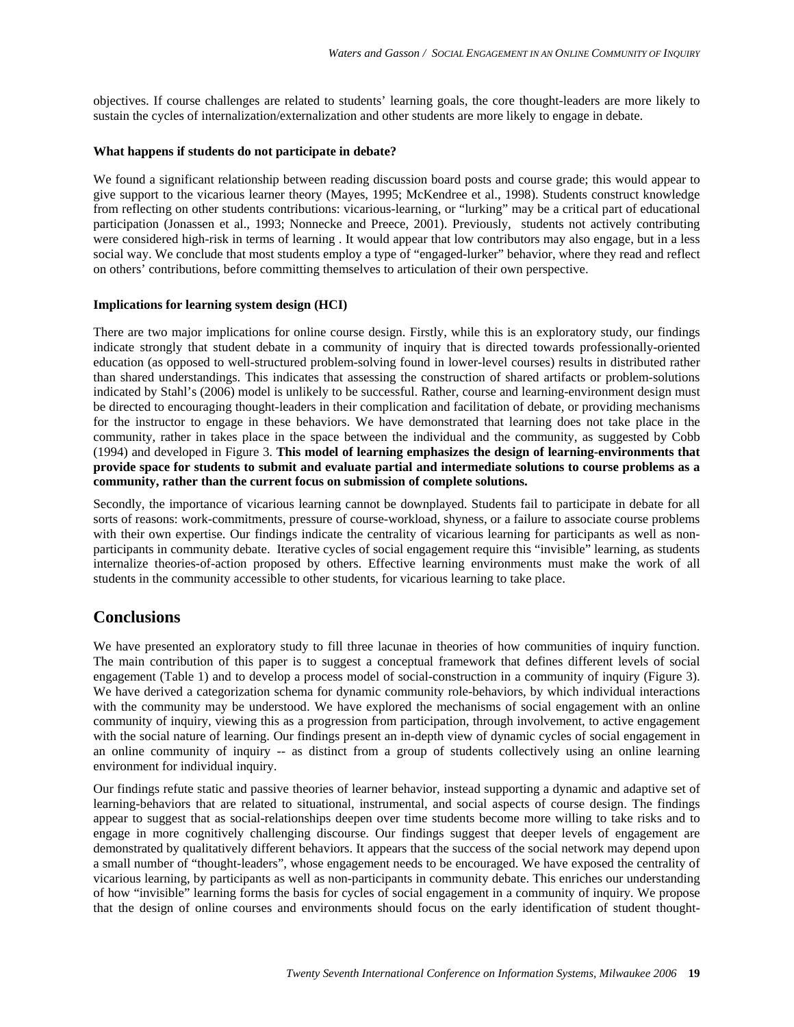objectives. If course challenges are related to students' learning goals, the core thought-leaders are more likely to sustain the cycles of internalization/externalization and other students are more likely to engage in debate.

**What happens if students do not participate in debate?**

We found a significant relationship between reading discussion board posts and course grade; this would appear to give support to the vicarious learner theory (Mayes, 1995; McKendree et al., 1998). Students construct knowledge from reflecting on other students contributions: vicarious-learning, or "lurking" may be a critical part of educational participation (Jonassen et al., 1993; Nonnecke and Preece, 2001). Previously, students not actively contributing were considered high-risk in terms of learning . It would appear that low contributors may also engage, but in a less social way. We conclude that most students employ a type of "engaged-lurker" behavior, where they read and reflect on others' contributions, before committing themselves to articulation of their own perspective.

**Implications for learning system design (HCI)**

There are two major implications for online course design. Firstly, while this is an exploratory study, our findings indicate strongly that student debate in a community of inquiry that is directed towards professionally-oriented education (as opposed to well-structured problem-solving found in lower-level courses) results in distributed rather than shared understandings. This indicates that assessing the construction of shared artifacts or problem-solutions indicated by Stahl's (2006) model is unlikely to be successful. Rather, course and learning-environment design must be directed to encouraging thought-leaders in their complication and facilitation of debate, or providing mechanisms for the instructor to engage in these behaviors. We have demonstrated that learning does not take place in the community, rather in takes place in the space between the individual and the community, as suggested by Cobb (1994) and developed in Figure 3. **This model of learning emphasizes the design of learning-environments that provide space for students to submit and evaluate partial and intermediate solutions to course problems as a community, rather than the current focus on submission of complete solutions.**

Secondly, the importance of vicarious learning cannot be downplayed. Students fail to participate in debate for all sorts of reasons: work-commitments, pressure of course-workload, shyness, or a failure to associate course problems with their own expertise. Our findings indicate the centrality of vicarious learning for participants as well as non-participants in community debate. Iterative cycles of social engagement require this "invisible" learning, as students internalize theories-of-action proposed by others. Effective learning environments must make the work of all students in the community accessible to other students, for vicarious learning to take place.

## Conclusions

We have presented an exploratory study to fill three lacunae in theories of how communities of inquiry function. The main contribution of this paper is to suggest a conceptual framework that defines different levels of social engagement (Table 1) and to develop a process model of social-construction in a community of inquiry (Figure 3). We have derived a categorization schema for dynamic community role-behaviors, by which individual interactions with the community may be understood. We have explored the mechanisms of social engagement with an online community of inquiry, viewing this as a progression from participation, through involvement, to active engagement with the social nature of learning. Our findings present an in-depth view of dynamic cycles of social engagement in an online community of inquiry -- as distinct from a group of students collectively using an online learning environment for individual inquiry.

Our findings refute static and passive theories of learner behavior, instead supporting a dynamic and adaptive set of learning-behaviors that are related to situational, instrumental, and social aspects of course design. The findings appear to suggest that as social-relationships deepen over time students become more willing to take risks and to engage in more cognitively challenging discourse. Our findings suggest that deeper levels of engagement are demonstrated by qualitatively different behaviors. It appears that the success of the social network may depend upon a small number of "thought-leaders", whose engagement needs to be encouraged. We have exposed the centrality of vicarious learning, by participants as well as non-participants in community debate. This enriches our understanding of how "invisible" learning forms the basis for cycles of social engagement in a community of inquiry. We propose that the design of online courses and environments should focus on the early identification of student thought-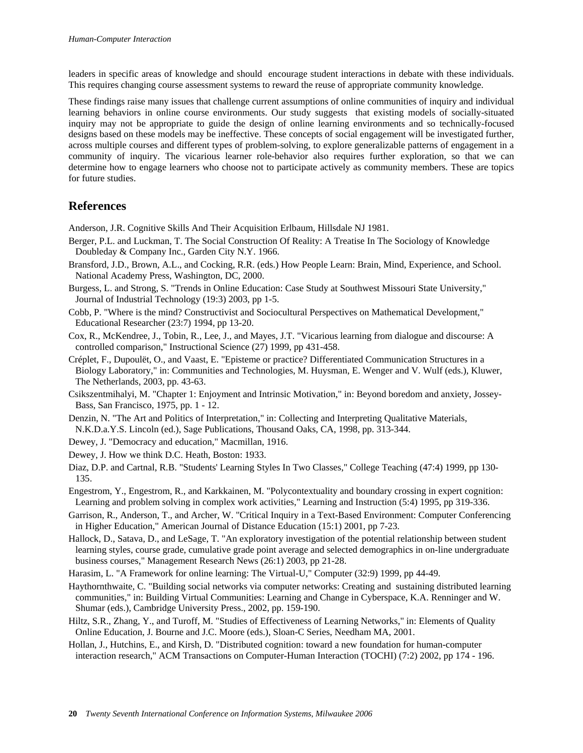leaders in specific areas of knowledge and should encourage student interactions in debate with these individuals. This requires changing course assessment systems to reward the reuse of appropriate community knowledge.

These findings raise many issues that challenge current assumptions of online communities of inquiry and individual learning behaviors in online course environments. Our study suggests that existing models of socially-situated inquiry may not be appropriate to guide the design of online learning environments and so technically-focused designs based on these models may be ineffective. These concepts of social engagement will be investigated further, across multiple courses and different types of problem-solving, to explore generalizable patterns of engagement in a community of inquiry. The vicarious learner role-behavior also requires further exploration, so that we can determine how to engage learners who choose not to participate actively as community members. These are topics for future studies.

## References

Anderson, J.R. Cognitive Skills And Their Acquisition Erlbaum, Hillsdale NJ 1981.

Berger, P.L. and Luckman, T. The Social Construction Of Reality: A Treatise In The Sociology of Knowledge Doubleday & Company Inc., Garden City N.Y. 1966.

Bransford, J.D., Brown, A.L., and Cocking, R.R. (eds.) How People Learn: Brain, Mind, Experience, and School. National Academy Press, Washington, DC, 2000.

Burgess, L. and Strong, S. "Trends in Online Education: Case Study at Southwest Missouri State University," Journal of Industrial Technology (19:3) 2003, pp 1-5.

Cobb, P. "Where is the mind? Constructivist and Sociocultural Perspectives on Mathematical Development," Educational Researcher (23:7) 1994, pp 13-20.

Cox, R., McKendree, J., Tobin, R., Lee, J., and Mayes, J.T. "Vicarious learning from dialogue and discourse: A controlled comparison," Instructional Science (27) 1999, pp 431-458.

Créplet, F., Dupoulët, O., and Vaast, E. "Episteme or practice? Differentiated Communication Structures in a Biology Laboratory," in: Communities and Technologies, M. Huysman, E. Wenger and V. Wulf (eds.), Kluwer, The Netherlands, 2003, pp. 43-63.

Csikszentmihalyi, M. "Chapter 1: Enjoyment and Intrinsic Motivation," in: Beyond boredom and anxiety, Jossey-Bass, San Francisco, 1975, pp. 1 - 12.

Denzin, N. "The Art and Politics of Interpretation," in: Collecting and Interpreting Qualitative Materials, N.K.D.a.Y.S. Lincoln (ed.), Sage Publications, Thousand Oaks, CA, 1998, pp. 313-344.

Dewey, J. "Democracy and education," Macmillan, 1916.

Dewey, J. How we think D.C. Heath, Boston: 1933.

Diaz, D.P. and Cartnal, R.B. "Students' Learning Styles In Two Classes," College Teaching (47:4) 1999, pp 130-135.

Engestrom, Y., Engestrom, R., and Karkkainen, M. "Polycontextuality and boundary crossing in expert cognition: Learning and problem solving in complex work activities," Learning and Instruction (5:4) 1995, pp 319-336.

Garrison, R., Anderson, T., and Archer, W. "Critical Inquiry in a Text-Based Environment: Computer Conferencing in Higher Education," American Journal of Distance Education (15:1) 2001, pp 7-23.

Hallock, D., Satava, D., and LeSage, T. "An exploratory investigation of the potential relationship between student learning styles, course grade, cumulative grade point average and selected demographics in on-line undergraduate business courses," Management Research News (26:1) 2003, pp 21-28.

Harasim, L. "A Framework for online learning: The Virtual-U," Computer (32:9) 1999, pp 44-49.

Haythornthwaite, C. "Building social networks via computer networks: Creating and sustaining distributed learning communities," in: Building Virtual Communities: Learning and Change in Cyberspace, K.A. Renninger and W. Shumar (eds.), Cambridge University Press., 2002, pp. 159-190.

Hiltz, S.R., Zhang, Y., and Turoff, M. "Studies of Effectiveness of Learning Networks," in: Elements of Quality Online Education, J. Bourne and J.C. Moore (eds.), Sloan-C Series, Needham MA, 2001.

Hollan, J., Hutchins, E., and Kirsh, D. "Distributed cognition: toward a new foundation for human-computer interaction research," ACM Transactions on Computer-Human Interaction (TOCHI) (7:2) 2002, pp 174 - 196.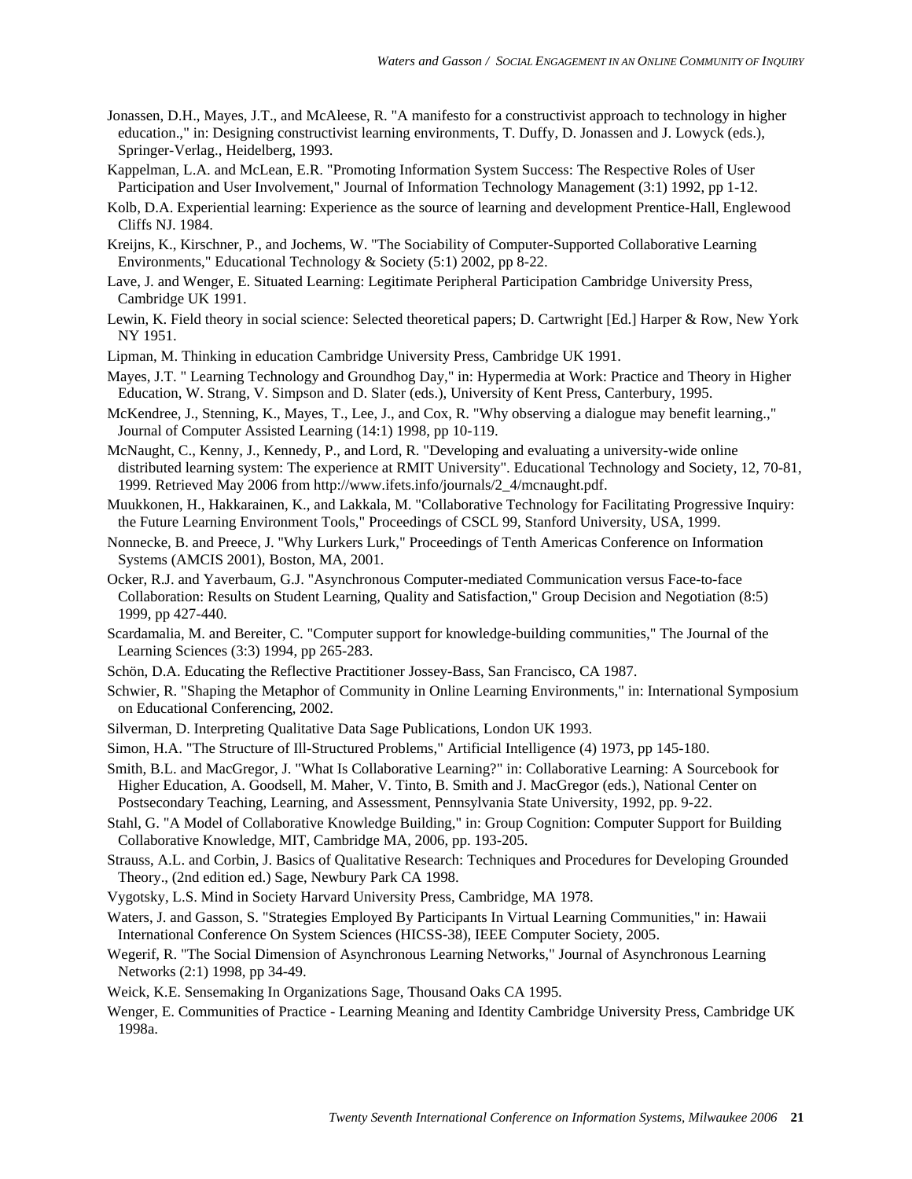Jonassen, D.H., Mayes, J.T., and McAleese, R. "A manifesto for a constructivist approach to technology in higher education.," in: Designing constructivist learning environments, T. Duffy, D. Jonassen and J. Lowyck (eds.), Springer-Verlag., Heidelberg, 1993.

Kappelman, L.A. and McLean, E.R. "Promoting Information System Success: The Respective Roles of User Participation and User Involvement," Journal of Information Technology Management (3:1) 1992, pp 1-12.

Kolb, D.A. Experiential learning: Experience as the source of learning and development Prentice-Hall, Englewood Cliffs NJ. 1984.

Kreijns, K., Kirschner, P., and Jochems, W. "The Sociability of Computer-Supported Collaborative Learning Environments," Educational Technology & Society (5:1) 2002, pp 8-22.

Lave, J. and Wenger, E. Situated Learning: Legitimate Peripheral Participation Cambridge University Press, Cambridge UK 1991.

Lewin, K. Field theory in social science: Selected theoretical papers; D. Cartwright [Ed.] Harper & Row, New York NY 1951.

Lipman, M. Thinking in education Cambridge University Press, Cambridge UK 1991.

Mayes, J.T. " Learning Technology and Groundhog Day," in: Hypermedia at Work: Practice and Theory in Higher Education, W. Strang, V. Simpson and D. Slater (eds.), University of Kent Press, Canterbury, 1995.

McKendree, J., Stenning, K., Mayes, T., Lee, J., and Cox, R. "Why observing a dialogue may benefit learning.," Journal of Computer Assisted Learning (14:1) 1998, pp 10-119.

McNaught, C., Kenny, J., Kennedy, P., and Lord, R. "Developing and evaluating a university-wide online distributed learning system: The experience at RMIT University". Educational Technology and Society, 12, 70-81, 1999. Retrieved May 2006 from http://www.ifets.info/journals/2_4/mcnaught.pdf.

Muukkonen, H., Hakkarainen, K., and Lakkala, M. "Collaborative Technology for Facilitating Progressive Inquiry: the Future Learning Environment Tools," Proceedings of CSCL 99, Stanford University, USA, 1999.

Nonnecke, B. and Preece, J. "Why Lurkers Lurk," Proceedings of Tenth Americas Conference on Information Systems (AMCIS 2001), Boston, MA, 2001.

Ocker, R.J. and Yaverbaum, G.J. "Asynchronous Computer-mediated Communication versus Face-to-face Collaboration: Results on Student Learning, Quality and Satisfaction," Group Decision and Negotiation (8:5) 1999, pp 427-440.

Scardamalia, M. and Bereiter, C. "Computer support for knowledge-building communities," The Journal of the Learning Sciences (3:3) 1994, pp 265-283.

Schön, D.A. Educating the Reflective Practitioner Jossey-Bass, San Francisco, CA 1987.

Schwier, R. "Shaping the Metaphor of Community in Online Learning Environments," in: International Symposium on Educational Conferencing, 2002.

Silverman, D. Interpreting Qualitative Data Sage Publications, London UK 1993.

Simon, H.A. "The Structure of Ill-Structured Problems," Artificial Intelligence (4) 1973, pp 145-180.

Smith, B.L. and MacGregor, J. "What Is Collaborative Learning?" in: Collaborative Learning: A Sourcebook for Higher Education, A. Goodsell, M. Maher, V. Tinto, B. Smith and J. MacGregor (eds.), National Center on Postsecondary Teaching, Learning, and Assessment, Pennsylvania State University, 1992, pp. 9-22.

Stahl, G. "A Model of Collaborative Knowledge Building," in: Group Cognition: Computer Support for Building Collaborative Knowledge, MIT, Cambridge MA, 2006, pp. 193-205.

Strauss, A.L. and Corbin, J. Basics of Qualitative Research: Techniques and Procedures for Developing Grounded Theory., (2nd edition ed.) Sage, Newbury Park CA 1998.

Vygotsky, L.S. Mind in Society Harvard University Press, Cambridge, MA 1978.

Waters, J. and Gasson, S. "Strategies Employed By Participants In Virtual Learning Communities," in: Hawaii International Conference On System Sciences (HICSS-38), IEEE Computer Society, 2005.

Wegerif, R. "The Social Dimension of Asynchronous Learning Networks," Journal of Asynchronous Learning Networks (2:1) 1998, pp 34-49.

Weick, K.E. Sensemaking In Organizations Sage, Thousand Oaks CA 1995.

Wenger, E. Communities of Practice - Learning Meaning and Identity Cambridge University Press, Cambridge UK 1998a.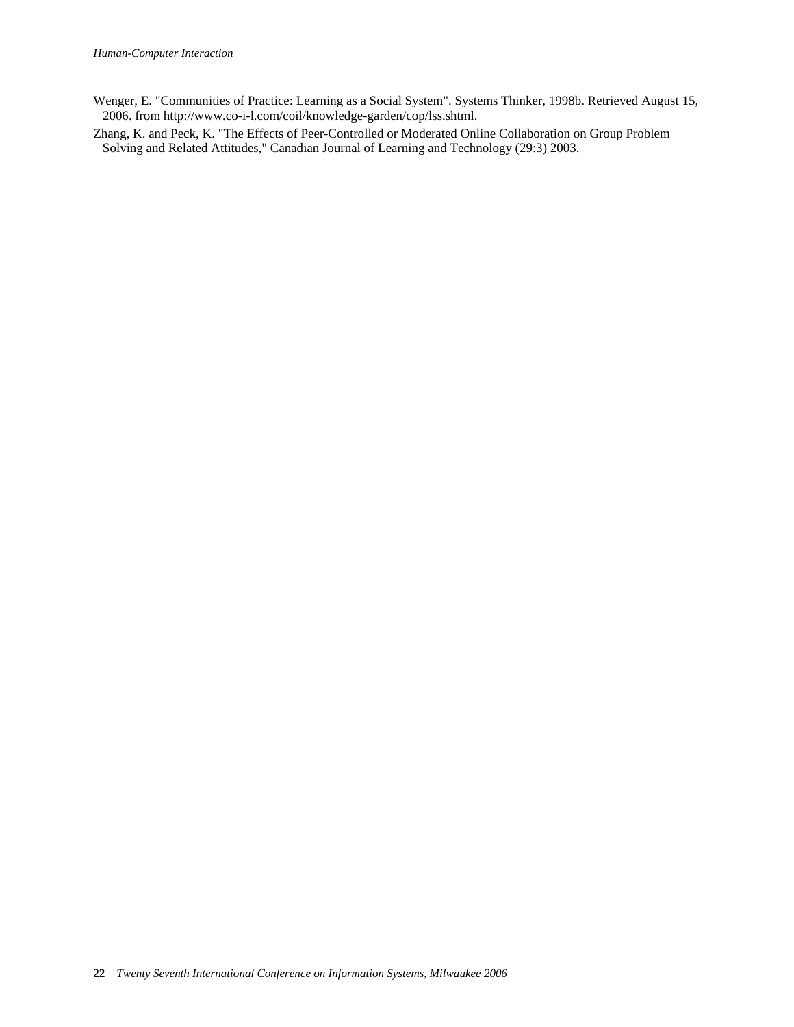Wenger, E. "Communities of Practice: Learning as a Social System". Systems Thinker, 1998b. Retrieved August 15, 2006. from http://www.co-i-l.com/coil/knowledge-garden/cop/lss.shtml.

Zhang, K. and Peck, K. "The Effects of Peer-Controlled or Moderated Online Collaboration on Group Problem Solving and Related Attitudes," Canadian Journal of Learning and Technology (29:3) 2003.